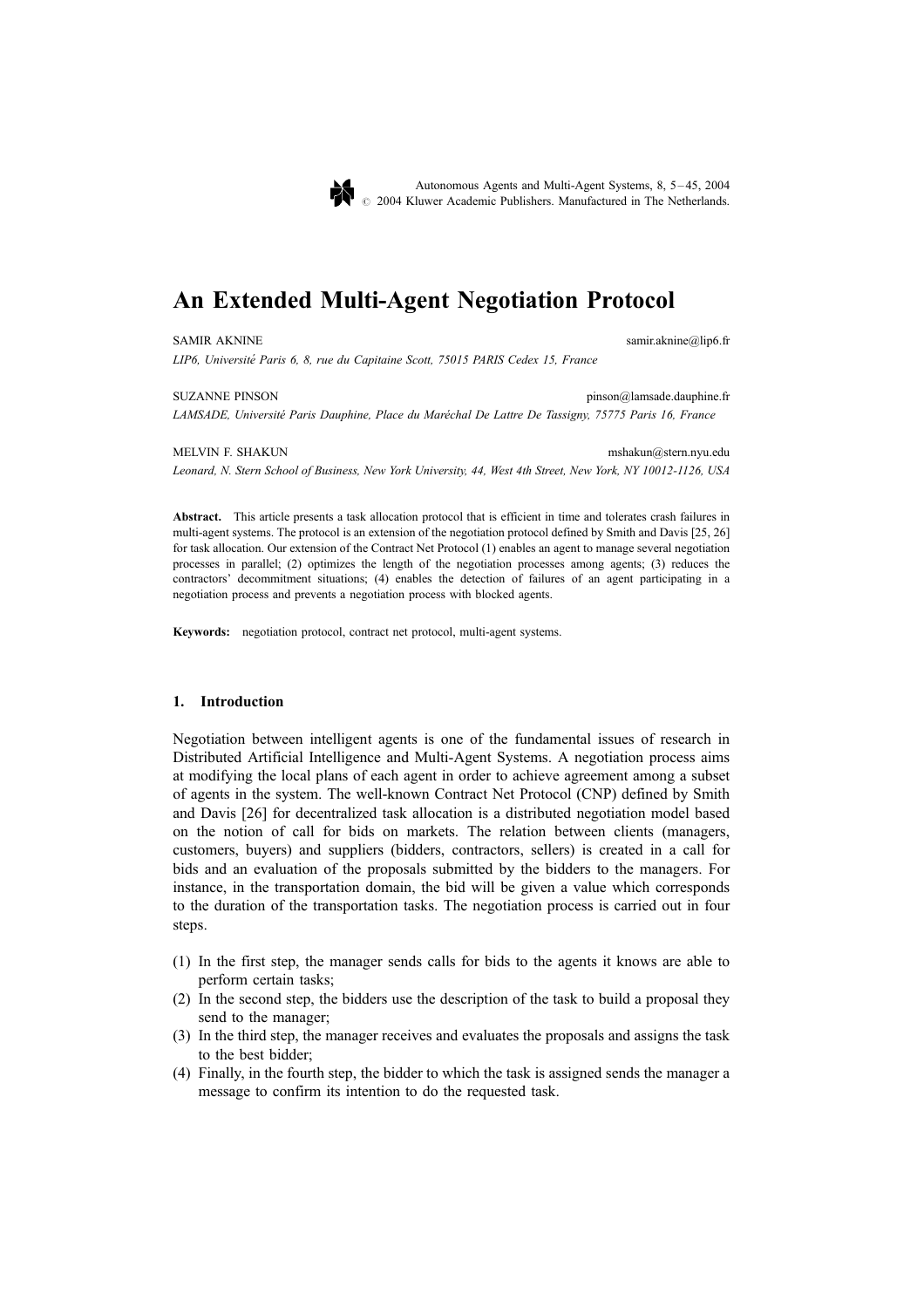# An Extended Multi-Agent Negotiation Protocol

SAMIR AKNINE samir.aknine@lip6.fr

*LIP6, Université Paris 6, 8, rue du Capitaine Scott, 75015 PARIS Cedex 15, France*

SUZANNE PINSON pinson@lamsade.dauphine.fr

*LAMSADE, Université Paris Dauphine, Place du Maréchal De Lattre De Tassigny, 75775 Paris 16, France*

MELVIN F. SHAKUN mshakun@stern.nyu.edu

*Leonard, N. Stern School of Business, New York University, 44, West 4th Street, New York, NY 10012-1126, USA*

**Abstract.** This article presents a task allocation protocol that is efficient in time and tolerates crash failures in multi-agent systems. The protocol is an extension of the negotiation protocol defined by Smith and Davis [25, 26] for task allocation. Our extension of the Contract Net Protocol (1) enables an agent to manage several negotiation processes in parallel; (2) optimizes the length of the negotiation processes among agents; (3) reduces the contractors' decommitment situations; (4) enables the detection of failures of an agent participating in a negotiation process and prevents a negotiation process with blocked agents.

**Keywords:** negotiation protocol, contract net protocol, multi-agent systems.

## 1. Introduction

Negotiation between intelligent agents is one of the fundamental issues of research in Distributed Artificial Intelligence and Multi-Agent Systems. A negotiation process aims at modifying the local plans of each agent in order to achieve agreement among a subset of agents in the system. The well-known Contract Net Protocol (CNP) defined by Smith and Davis [26] for decentralized task allocation is a distributed negotiation model based on the notion of call for bids on markets. The relation between clients (managers, customers, buyers) and suppliers (bidders, contractors, sellers) is created in a call for bids and an evaluation of the proposals submitted by the bidders to the managers. For instance, in the transportation domain, the bid will be given a value which corresponds to the duration of the transportation tasks. The negotiation process is carried out in four steps.

(1) In the first step, the manager sends calls for bids to the agents it knows are able to perform certain tasks;
(2) In the second step, the bidders use the description of the task to build a proposal they send to the manager;
(3) In the third step, the manager receives and evaluates the proposals and assigns the task to the best bidder;
(4) Finally, in the fourth step, the bidder to which the task is assigned sends the manager a message to confirm its intention to do the requested task.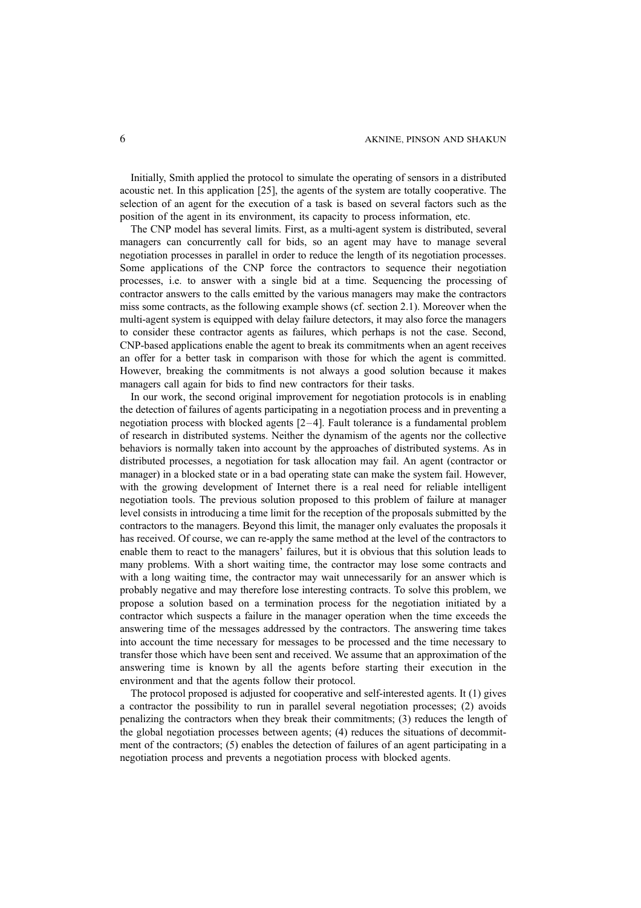Initially, Smith applied the protocol to simulate the operating of sensors in a distributed acoustic net. In this application [25], the agents of the system are totally cooperative. The selection of an agent for the execution of a task is based on several factors such as the position of the agent in its environment, its capacity to process information, etc.

The CNP model has several limits. First, as a multi-agent system is distributed, several managers can concurrently call for bids, so an agent may have to manage several negotiation processes in parallel in order to reduce the length of its negotiation processes. Some applications of the CNP force the contractors to sequence their negotiation processes, i.e. to answer with a single bid at a time. Sequencing the processing of contractor answers to the calls emitted by the various managers may make the contractors miss some contracts, as the following example shows (cf. section 2.1). Moreover when the multi-agent system is equipped with delay failure detectors, it may also force the managers to consider these contractor agents as failures, which perhaps is not the case. Second, CNP-based applications enable the agent to break its commitments when an agent receives an offer for a better task in comparison with those for which the agent is committed. However, breaking the commitments is not always a good solution because it makes managers call again for bids to find new contractors for their tasks.

In our work, the second original improvement for negotiation protocols is in enabling the detection of failures of agents participating in a negotiation process and in preventing a negotiation process with blocked agents [2–4]. Fault tolerance is a fundamental problem of research in distributed systems. Neither the dynamism of the agents nor the collective behaviors is normally taken into account by the approaches of distributed systems. As in distributed processes, a negotiation for task allocation may fail. An agent (contractor or manager) in a blocked state or in a bad operating state can make the system fail. However, with the growing development of Internet there is a real need for reliable intelligent negotiation tools. The previous solution proposed to this problem of failure at manager level consists in introducing a time limit for the reception of the proposals submitted by the contractors to the managers. Beyond this limit, the manager only evaluates the proposals it has received. Of course, we can re-apply the same method at the level of the contractors to enable them to react to the managers' failures, but it is obvious that this solution leads to many problems. With a short waiting time, the contractor may lose some contracts and with a long waiting time, the contractor may wait unnecessarily for an answer which is probably negative and may therefore lose interesting contracts. To solve this problem, we propose a solution based on a termination process for the negotiation initiated by a contractor which suspects a failure in the manager operation when the time exceeds the answering time of the messages addressed by the contractors. The answering time takes into account the time necessary for messages to be processed and the time necessary to transfer those which have been sent and received. We assume that an approximation of the answering time is known by all the agents before starting their execution in the environment and that the agents follow their protocol.

The protocol proposed is adjusted for cooperative and self-interested agents. It (1) gives a contractor the possibility to run in parallel several negotiation processes; (2) avoids penalizing the contractors when they break their commitments; (3) reduces the length of the global negotiation processes between agents; (4) reduces the situations of decommitment of the contractors; (5) enables the detection of failures of an agent participating in a negotiation process and prevents a negotiation process with blocked agents.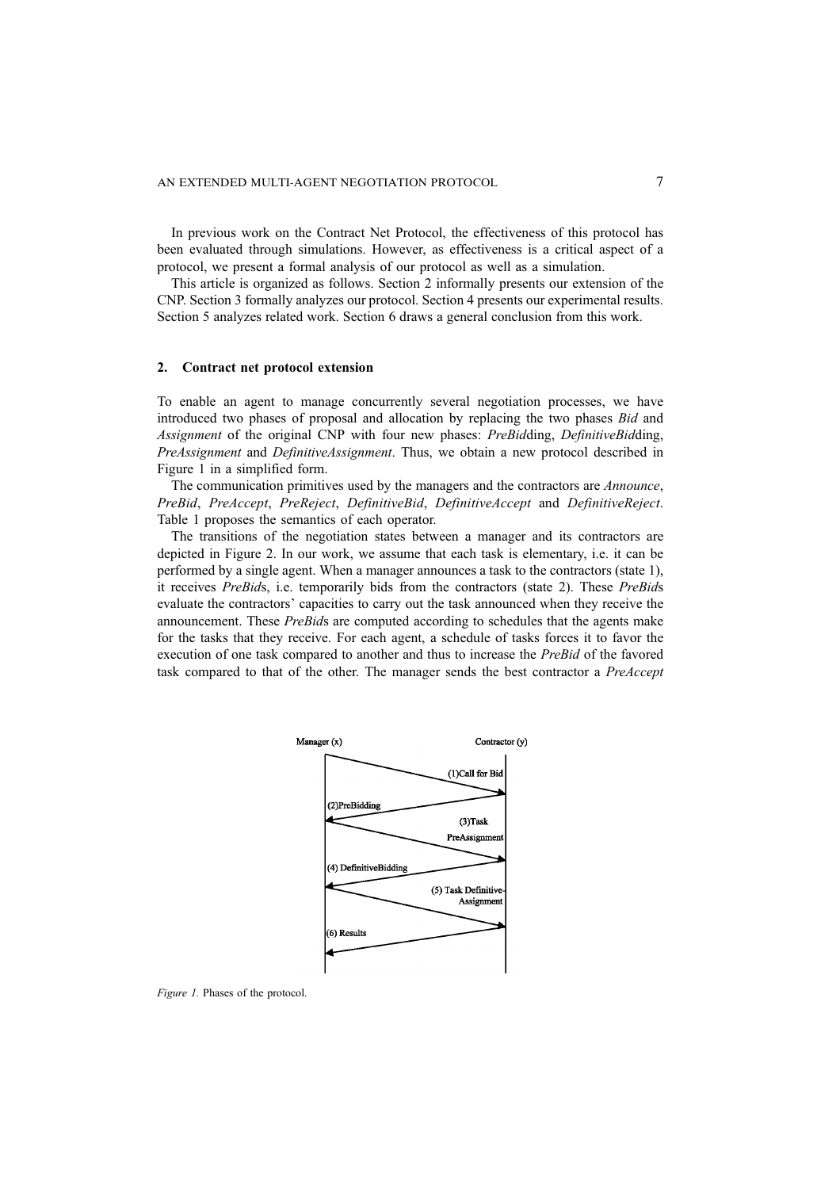In previous work on the Contract Net Protocol, the effectiveness of this protocol has been evaluated through simulations. However, as effectiveness is a critical aspect of a protocol, we present a formal analysis of our protocol as well as a simulation.

This article is organized as follows. Section 2 informally presents our extension of the CNP. Section 3 formally analyzes our protocol. Section 4 presents our experimental results. Section 5 analyzes related work. Section 6 draws a general conclusion from this work.

## 2. Contract net protocol extension

To enable an agent to manage concurrently several negotiation processes, we have introduced two phases of proposal and allocation by replacing the two phases *Bid* and *Assignment* of the original CNP with four new phases: *PreBid*ding, *DefinitiveBid*ding, *PreAssignment* and *DefinitiveAssignment*. Thus, we obtain a new protocol described in Figure 1 in a simplified form.

The communication primitives used by the managers and the contractors are *Announce*, *PreBid*, *PreAccept*, *PreReject*, *DefinitiveBid*, *DefinitiveAccept* and *DefinitiveReject*. Table 1 proposes the semantics of each operator.

The transitions of the negotiation states between a manager and its contractors are depicted in Figure 2. In our work, we assume that each task is elementary, i.e. it can be performed by a single agent. When a manager announces a task to the contractors (state 1), it receives *PreBid*s, i.e. temporarily bids from the contractors (state 2). These *PreBid*s evaluate the contractors' capacities to carry out the task announced when they receive the announcement. These *PreBid*s are computed according to schedules that the agents make for the tasks that they receive. For each agent, a schedule of tasks forces it to favor the execution of one task compared to another and thus to increase the *PreBid* of the favored task compared to that of the other. The manager sends the best contractor a *PreAccept*

Manager (x) — Contractor (y)

(1)Call for Bid

(2)PreBidding

(3)Task PreAssignment

(4) DefinitiveBidding

(5) Task Definitive-Assignment

(6) Results

*Figure 1.* Phases of the protocol.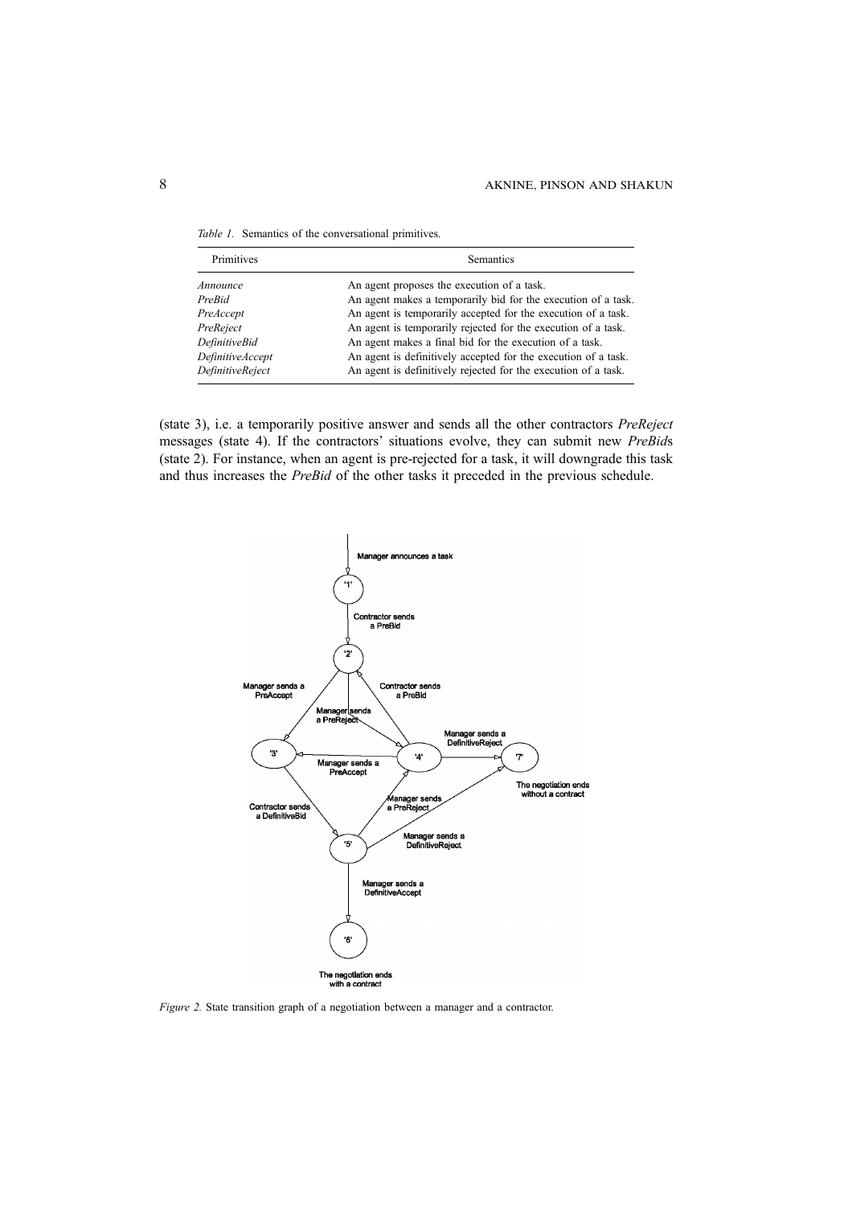*Table 1.* Semantics of the conversational primitives.

| Primitives | Semantics |
|---|---|
| *Announce* | An agent proposes the execution of a task. |
| *PreBid* | An agent makes a temporarily bid for the execution of a task. |
| *PreAccept* | An agent is temporarily accepted for the execution of a task. |
| *PreReject* | An agent is temporarily rejected for the execution of a task. |
| *DefinitiveBid* | An agent makes a final bid for the execution of a task. |
| *DefinitiveAccept* | An agent is definitively accepted for the execution of a task. |
| *DefinitiveReject* | An agent is definitively rejected for the execution of a task. |

(state 3), i.e. a temporarily positive answer and sends all the other contractors *PreReject* messages (state 4). If the contractors' situations evolve, they can submit new *PreBid*s (state 2). For instance, when an agent is pre-rejected for a task, it will downgrade this task and thus increases the *PreBid* of the other tasks it preceded in the previous schedule.

*Figure 2.* State transition graph of a negotiation between a manager and a contractor.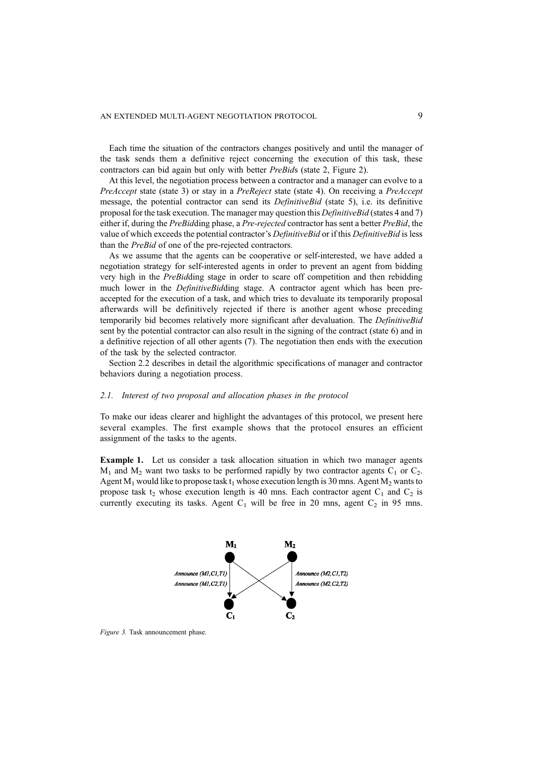Each time the situation of the contractors changes positively and until the manager of the task sends them a definitive reject concerning the execution of this task, these contractors can bid again but only with better *PreBid*s (state 2, Figure 2).

At this level, the negotiation process between a contractor and a manager can evolve to a *PreAccept* state (state 3) or stay in a *PreReject* state (state 4). On receiving a *PreAccept* message, the potential contractor can send its *DefinitiveBid* (state 5), i.e. its definitive proposal for the task execution. The manager may question this *DefinitiveBid* (states 4 and 7) either if, during the *PreBid*ding phase, a *Pre-rejected* contractor has sent a better *PreBid*, the value of which exceeds the potential contractor's *DefinitiveBid* or if this *DefinitiveBid* is less than the *PreBid* of one of the pre-rejected contractors.

As we assume that the agents can be cooperative or self-interested, we have added a negotiation strategy for self-interested agents in order to prevent an agent from bidding very high in the *PreBid*ding stage in order to scare off competition and then rebidding much lower in the *DefinitiveBid*ding stage. A contractor agent which has been pre-accepted for the execution of a task, and which tries to devaluate its temporarily proposal afterwards will be definitively rejected if there is another agent whose preceding temporarily bid becomes relatively more significant after devaluation. The *DefinitiveBid* sent by the potential contractor can also result in the signing of the contract (state 6) and in a definitive rejection of all other agents (7). The negotiation then ends with the execution of the task by the selected contractor.

Section 2.2 describes in detail the algorithmic specifications of manager and contractor behaviors during a negotiation process.

### *2.1. Interest of two proposal and allocation phases in the protocol*

To make our ideas clearer and highlight the advantages of this protocol, we present here several examples. The first example shows that the protocol ensures an efficient assignment of the tasks to the agents.

**Example 1.** Let us consider a task allocation situation in which two manager agents $M_1$ and $M_2$ want two tasks to be performed rapidly by two contractor agents $C_1$ or $C_2$. Agent $M_1$ would like to propose task $t_1$ whose execution length is 30 mns. Agent $M_2$ wants to propose task $t_2$ whose execution length is 40 mns. Each contractor agent $C_1$ and $C_2$ is currently executing its tasks. Agent $C_1$ will be free in 20 mns, agent $C_2$ in 95 mns.

*Figure 3.* Task announcement phase.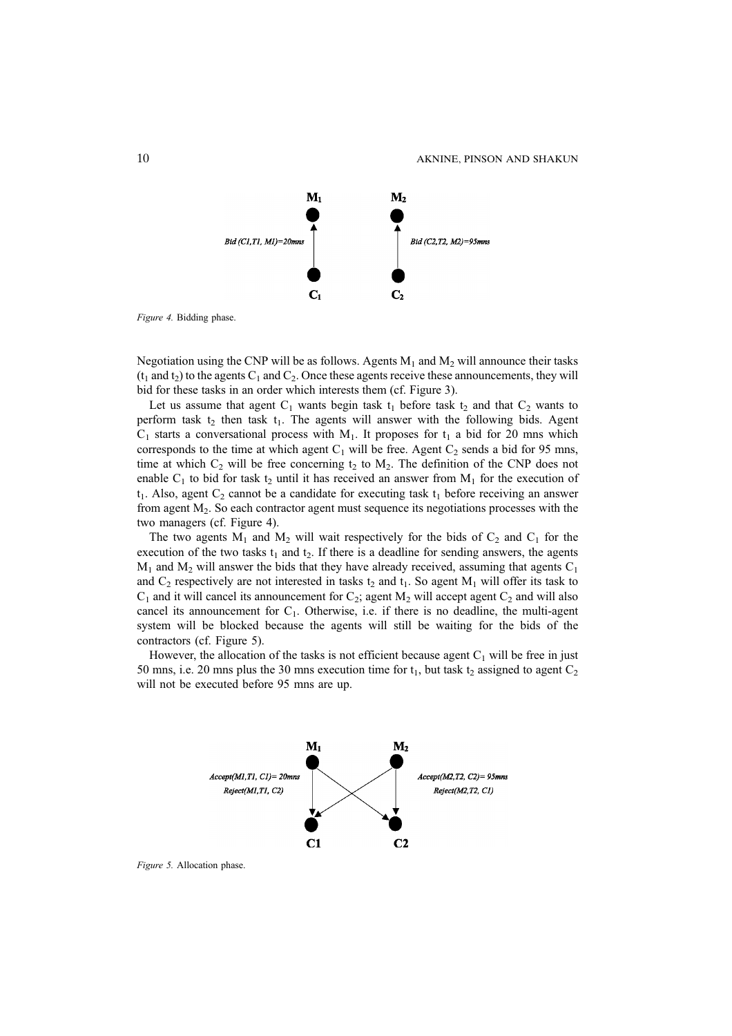Bid (C1,T1, M1)=20mns

Bid (C2,T2, M2)=95mns

*Figure 4.* Bidding phase.

Negotiation using the CNP will be as follows. Agents $M_1$ and $M_2$ will announce their tasks ($t_1$ and $t_2$) to the agents $C_1$ and $C_2$. Once these agents receive these announcements, they will bid for these tasks in an order which interests them (cf. Figure 3).

Let us assume that agent $C_1$ wants begin task $t_1$ before task $t_2$ and that $C_2$ wants to perform task $t_2$ then task $t_1$. The agents will answer with the following bids. Agent $C_1$ starts a conversational process with $M_1$. It proposes for $t_1$ a bid for 20 mns which corresponds to the time at which agent $C_1$ will be free. Agent $C_2$ sends a bid for 95 mns, time at which $C_2$ will be free concerning $t_2$ to $M_2$. The definition of the CNP does not enable $C_1$ to bid for task $t_2$ until it has received an answer from $M_1$ for the execution of $t_1$. Also, agent $C_2$ cannot be a candidate for executing task $t_1$ before receiving an answer from agent $M_2$. So each contractor agent must sequence its negotiations processes with the two managers (cf. Figure 4).

The two agents $M_1$ and $M_2$ will wait respectively for the bids of $C_2$ and $C_1$ for the execution of the two tasks $t_1$ and $t_2$. If there is a deadline for sending answers, the agents $M_1$ and $M_2$ will answer the bids that they have already received, assuming that agents $C_1$ and $C_2$ respectively are not interested in tasks $t_2$ and $t_1$. So agent $M_1$ will offer its task to $C_1$ and it will cancel its announcement for $C_2$; agent $M_2$ will accept agent $C_2$ and will also cancel its announcement for $C_1$. Otherwise, i.e. if there is no deadline, the multi-agent system will be blocked because the agents will still be waiting for the bids of the contractors (cf. Figure 5).

However, the allocation of the tasks is not efficient because agent $C_1$ will be free in just 50 mns, i.e. 20 mns plus the 30 mns execution time for $t_1$, but task $t_2$ assigned to agent $C_2$ will not be executed before 95 mns are up.

Accept(M1,T1, C1)= 20mns
Reject(M1,T1, C2)

Accept(M2,T2, C2)= 95mns
Reject(M2,T2, C1)

*Figure 5.* Allocation phase.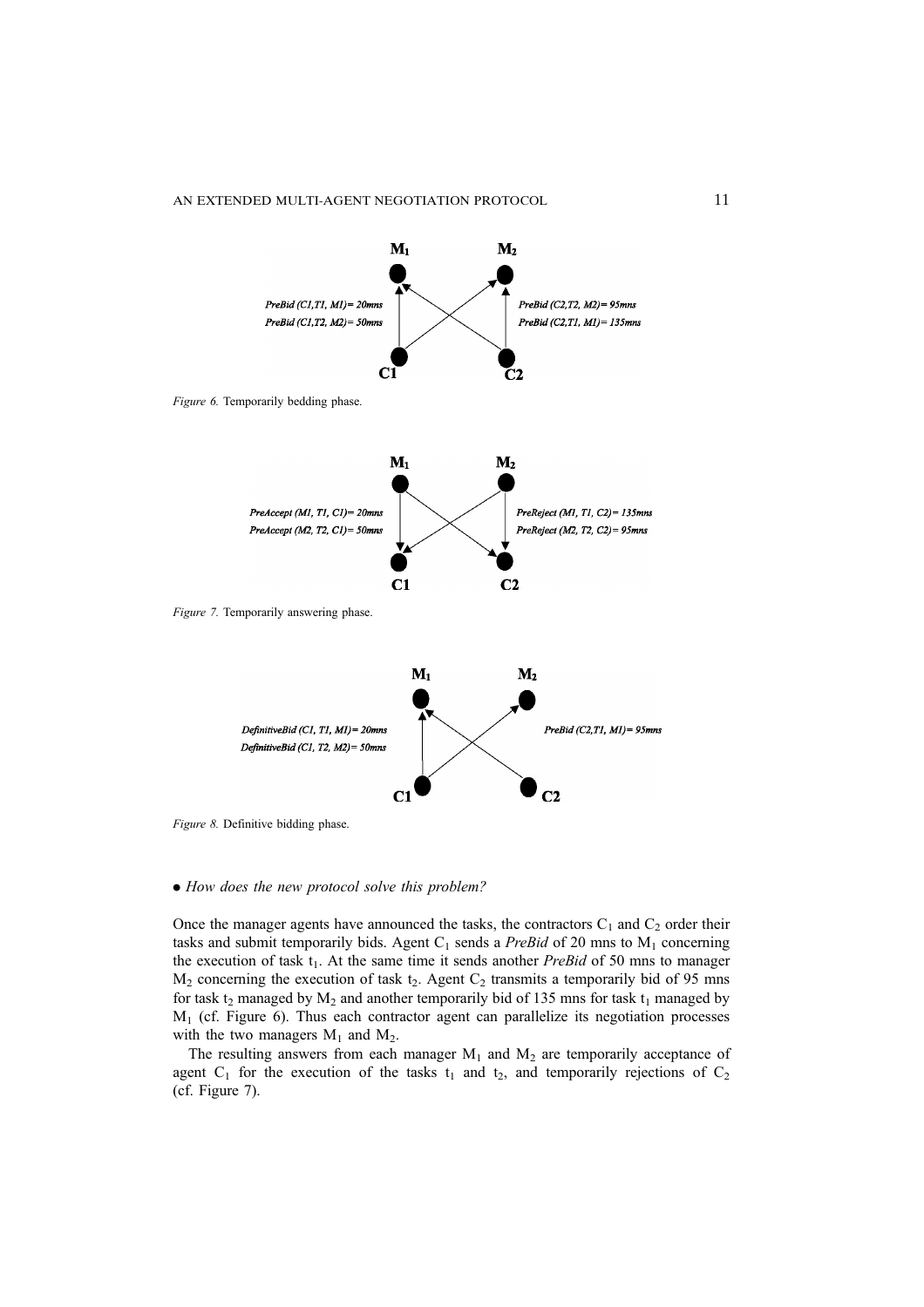*Figure 6.* Temporarily bedding phase.

*Figure 7.* Temporarily answering phase.

*Figure 8.* Definitive bidding phase.

- *How does the new protocol solve this problem?*

Once the manager agents have announced the tasks, the contractors $C_1$ and $C_2$ order their tasks and submit temporarily bids. Agent $C_1$ sends a *PreBid* of 20 mns to $M_1$ concerning the execution of task $t_1$. At the same time it sends another *PreBid* of 50 mns to manager $M_2$ concerning the execution of task $t_2$. Agent $C_2$ transmits a temporarily bid of 95 mns for task $t_2$ managed by $M_2$ and another temporarily bid of 135 mns for task $t_1$ managed by $M_1$ (cf. Figure 6). Thus each contractor agent can parallelize its negotiation processes with the two managers $M_1$ and $M_2$.

The resulting answers from each manager $M_1$ and $M_2$ are temporarily acceptance of agent $C_1$ for the execution of the tasks $t_1$ and $t_2$, and temporarily rejections of $C_2$ (cf. Figure 7).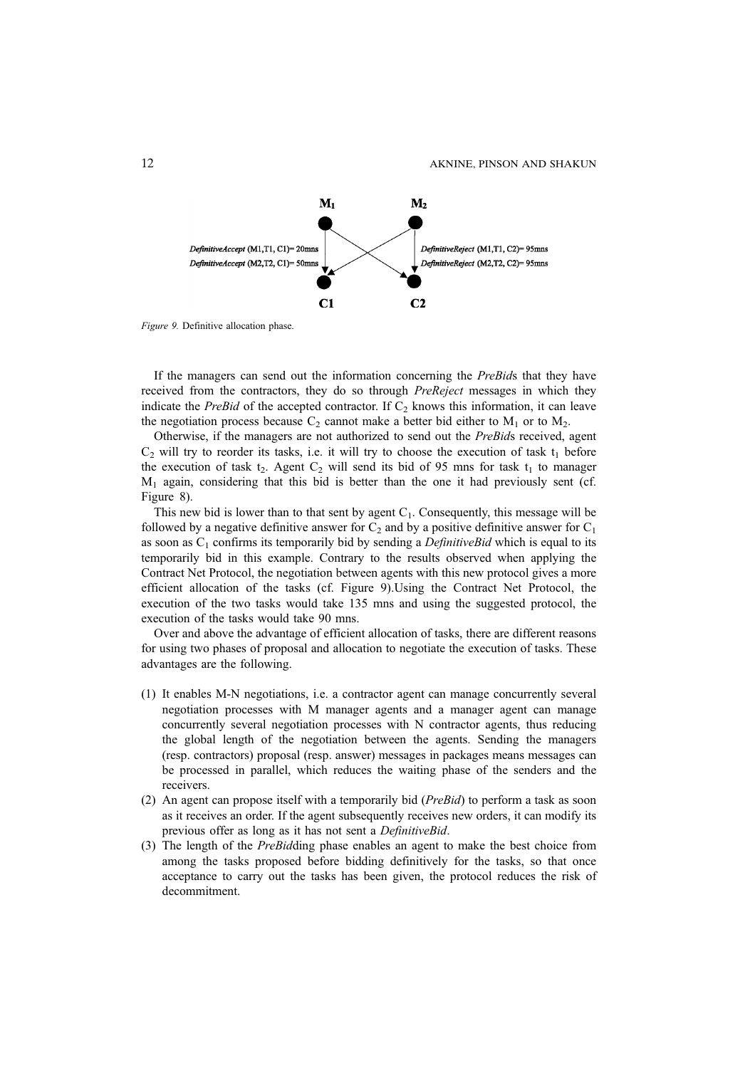DefinitiveAccept (M1,T1, C1)= 20mns
DefinitiveAccept (M2,T2, C1)= 50mns
DefinitiveReject (M1,T1, C2)= 95mns
DefinitiveReject (M2,T2, C2)= 95mns

*Figure 9.* Definitive allocation phase.

If the managers can send out the information concerning the *PreBid*s that they have received from the contractors, they do so through *PreReject* messages in which they indicate the *PreBid* of the accepted contractor. If $C_2$ knows this information, it can leave the negotiation process because $C_2$ cannot make a better bid either to $M_1$ or to $M_2$.

Otherwise, if the managers are not authorized to send out the *PreBid*s received, agent $C_2$ will try to reorder its tasks, i.e. it will try to choose the execution of task $t_1$ before the execution of task $t_2$. Agent $C_2$ will send its bid of 95 mns for task $t_1$ to manager $M_1$ again, considering that this bid is better than the one it had previously sent (cf. Figure 8).

This new bid is lower than to that sent by agent $C_1$. Consequently, this message will be followed by a negative definitive answer for $C_2$ and by a positive definitive answer for $C_1$ as soon as $C_1$ confirms its temporarily bid by sending a *DefinitiveBid* which is equal to its temporarily bid in this example. Contrary to the results observed when applying the Contract Net Protocol, the negotiation between agents with this new protocol gives a more efficient allocation of the tasks (cf. Figure 9).Using the Contract Net Protocol, the execution of the two tasks would take 135 mns and using the suggested protocol, the execution of the tasks would take 90 mns.

Over and above the advantage of efficient allocation of tasks, there are different reasons for using two phases of proposal and allocation to negotiate the execution of tasks. These advantages are the following.

(1) It enables M-N negotiations, i.e. a contractor agent can manage concurrently several negotiation processes with M manager agents and a manager agent can manage concurrently several negotiation processes with N contractor agents, thus reducing the global length of the negotiation between the agents. Sending the managers (resp. contractors) proposal (resp. answer) messages in packages means messages can be processed in parallel, which reduces the waiting phase of the senders and the receivers.
(2) An agent can propose itself with a temporarily bid (*PreBid*) to perform a task as soon as it receives an order. If the agent subsequently receives new orders, it can modify its previous offer as long as it has not sent a *DefinitiveBid*.
(3) The length of the *PreBid*ding phase enables an agent to make the best choice from among the tasks proposed before bidding definitively for the tasks, so that once acceptance to carry out the tasks has been given, the protocol reduces the risk of decommitment.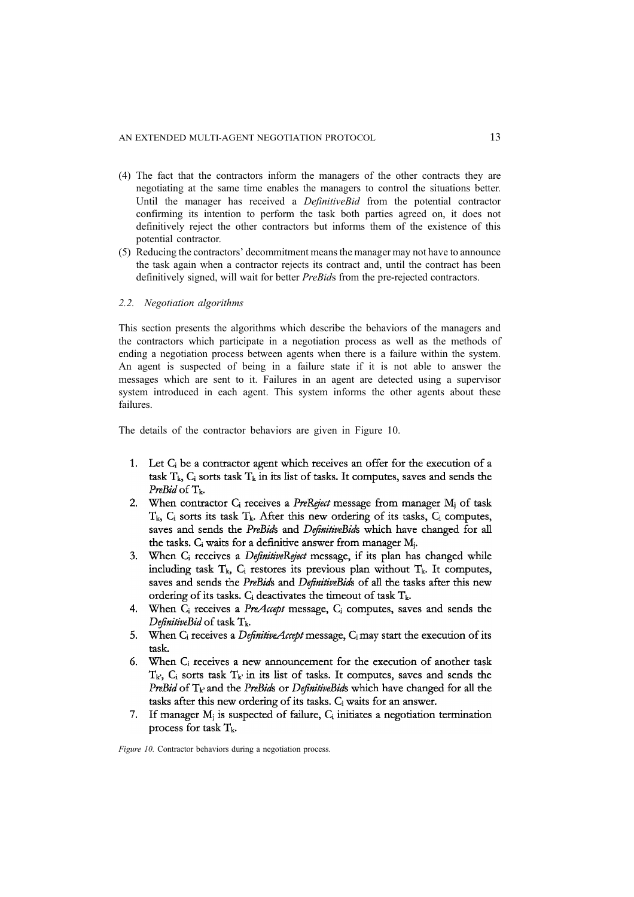(4) The fact that the contractors inform the managers of the other contracts they are negotiating at the same time enables the managers to control the situations better. Until the manager has received a *DefinitiveBid* from the potential contractor confirming its intention to perform the task both parties agreed on, it does not definitively reject the other contractors but informs them of the existence of this potential contractor.

(5) Reducing the contractors' decommitment means the manager may not have to announce the task again when a contractor rejects its contract and, until the contract has been definitively signed, will wait for better *PreBid*s from the pre-rejected contractors.

### 2.2. Negotiation algorithms

This section presents the algorithms which describe the behaviors of the managers and the contractors which participate in a negotiation process as well as the methods of ending a negotiation process between agents when there is a failure within the system. An agent is suspected of being in a failure state if it is not able to answer the messages which are sent to it. Failures in an agent are detected using a supervisor system introduced in each agent. This system informs the other agents about these failures.

The details of the contractor behaviors are given in Figure 10.

1. Let $C_i$ be a contractor agent which receives an offer for the execution of a task $T_k$, $C_i$ sorts task $T_k$ in its list of tasks. It computes, saves and sends the *PreBid* of $T_k$.
2. When contractor $C_i$ receives a *PreReject* message from manager $M_j$ of task $T_k$, $C_i$ sorts its task $T_k$. After this new ordering of its tasks, $C_i$ computes, saves and sends the *PreBids* and *DefinitiveBids* which have changed for all the tasks. $C_i$ waits for a definitive answer from manager $M_j$.
3. When $C_i$ receives a *DefinitiveReject* message, if its plan has changed while including task $T_k$, $C_i$ restores its previous plan without $T_k$. It computes, saves and sends the *PreBids* and *DefinitiveBids* of all the tasks after this new ordering of its tasks. $C_i$ deactivates the timeout of task $T_k$.
4. When $C_i$ receives a *PreAccept* message, $C_i$ computes, saves and sends the *DefinitiveBid* of task $T_k$.
5. When $C_i$ receives a *DefinitiveAccept* message, $C_i$ may start the execution of its task.
6. When $C_i$ receives a new announcement for the execution of another task $T_{k'}$, $C_i$ sorts task $T_{k'}$ in its list of tasks. It computes, saves and sends the *PreBid* of $T_{k'}$ and the *PreBids* or *DefinitiveBids* which have changed for all the tasks after this new ordering of its tasks. $C_i$ waits for an answer.
7. If manager $M_j$ is suspected of failure, $C_i$ initiates a negotiation termination process for task $T_k$.

*Figure 10.* Contractor behaviors during a negotiation process.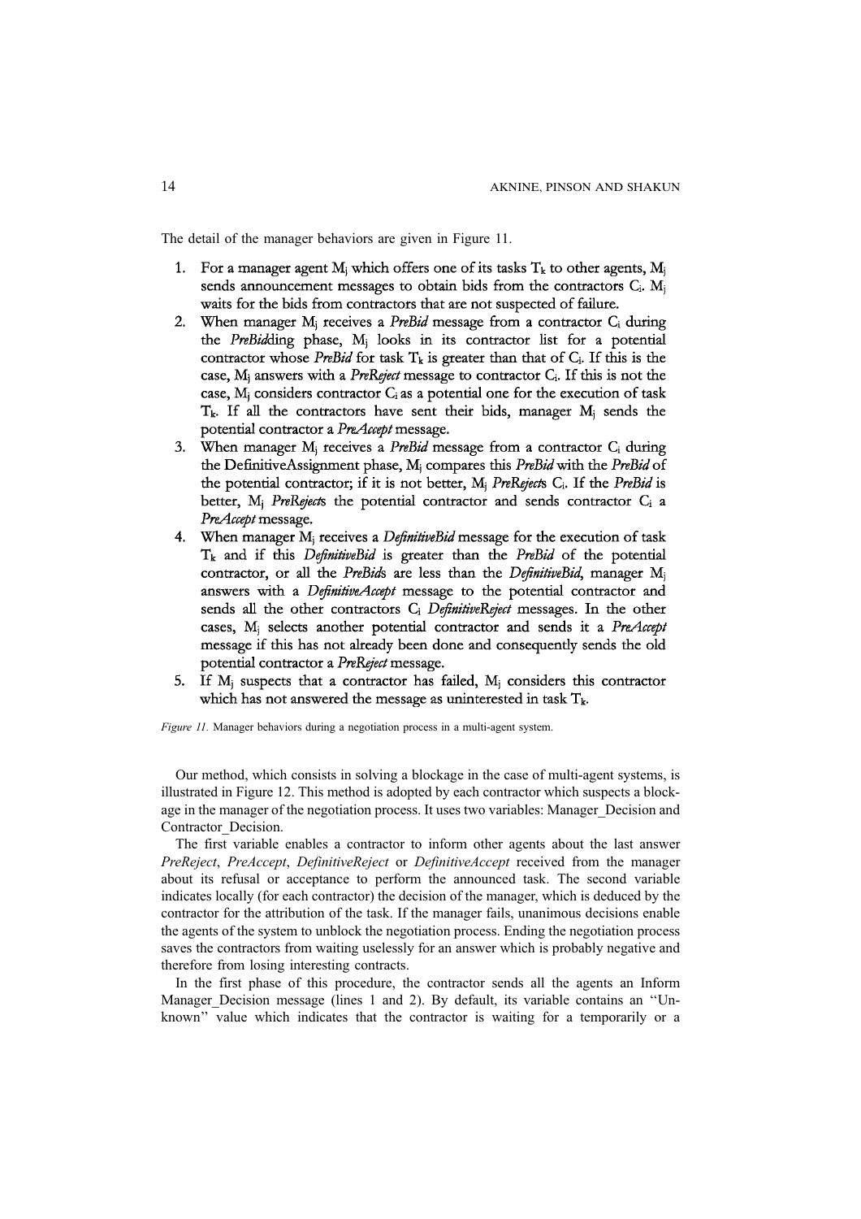The detail of the manager behaviors are given in Figure 11.

1. For a manager agent $M_j$ which offers one of its tasks $T_k$ to other agents, $M_j$ sends announcement messages to obtain bids from the contractors $C_i$. $M_j$ waits for the bids from contractors that are not suspected of failure.
2. When manager $M_j$ receives a *PreBid* message from a contractor $C_i$ during the *PreBid*ding phase, $M_j$ looks in its contractor list for a potential contractor whose *PreBid* for task $T_k$ is greater than that of $C_i$. If this is the case, $M_j$ answers with a *PreReject* message to contractor $C_i$. If this is not the case, $M_j$ considers contractor $C_i$ as a potential one for the execution of task $T_k$. If all the contractors have sent their bids, manager $M_j$ sends the potential contractor a *PreAccept* message.
3. When manager $M_j$ receives a *PreBid* message from a contractor $C_i$ during the DefinitiveAssignment phase, $M_j$ compares this *PreBid* with the *PreBid* of the potential contractor; if it is not better, $M_j$ *PreReject*s $C_i$. If the *PreBid* is better, $M_j$ *PreReject*s the potential contractor and sends contractor $C_i$ a *PreAccept* message.
4. When manager $M_j$ receives a *DefinitiveBid* message for the execution of task $T_k$ and if this *DefinitiveBid* is greater than the *PreBid* of the potential contractor, or all the *PreBid*s are less than the *DefinitiveBid*, manager $M_j$ answers with a *DefinitiveAccept* message to the potential contractor and sends all the other contractors $C_i$ *DefinitiveReject* messages. In the other cases, $M_j$ selects another potential contractor and sends it a *PreAccept* message if this has not already been done and consequently sends the old potential contractor a *PreReject* message.
5. If $M_j$ suspects that a contractor has failed, $M_j$ considers this contractor which has not answered the message as uninterested in task $T_k$.

*Figure 11.* Manager behaviors during a negotiation process in a multi-agent system.

Our method, which consists in solving a blockage in the case of multi-agent systems, is illustrated in Figure 12. This method is adopted by each contractor which suspects a blockage in the manager of the negotiation process. It uses two variables: Manager_Decision and Contractor_Decision.

The first variable enables a contractor to inform other agents about the last answer *PreReject*, *PreAccept*, *DefinitiveReject* or *DefinitiveAccept* received from the manager about its refusal or acceptance to perform the announced task. The second variable indicates locally (for each contractor) the decision of the manager, which is deduced by the contractor for the attribution of the task. If the manager fails, unanimous decisions enable the agents of the system to unblock the negotiation process. Ending the negotiation process saves the contractors from waiting uselessly for an answer which is probably negative and therefore from losing interesting contracts.

In the first phase of this procedure, the contractor sends all the agents an Inform Manager_Decision message (lines 1 and 2). By default, its variable contains an "Unknown" value which indicates that the contractor is waiting for a temporarily or a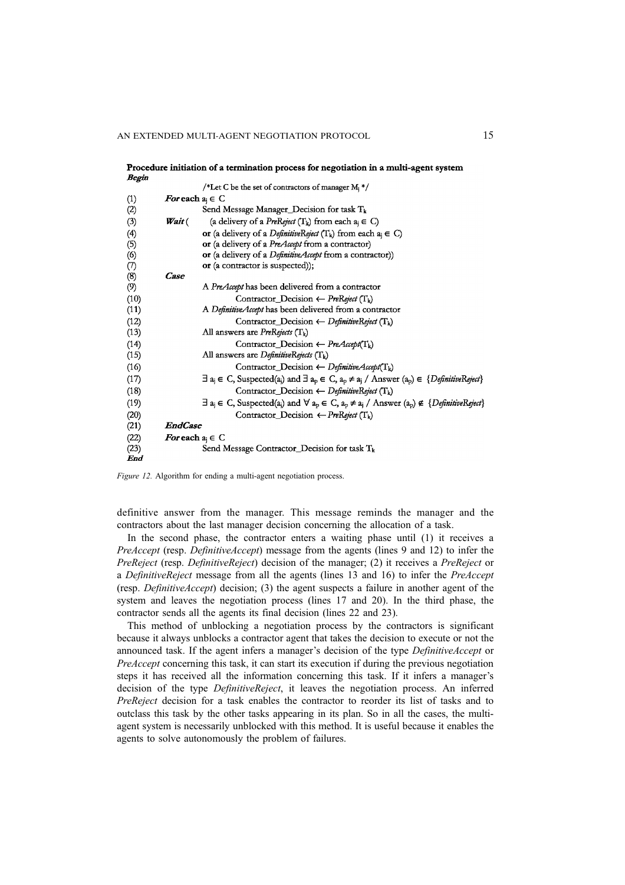**Procedure initiation of a termination process for negotiation in a multi-agent system**

```
Begin
            /*Let C be the set of contractors of manager Mj */
(1)   For each aj ∈ C
(2)         Send Message Manager_Decision for task Tk
(3)   Wait (    (a delivery of a PreReject (Tk) from each aj ∈ C)
(4)         or (a delivery of a DefinitiveReject (Tk) from each aj ∈ C)
(5)         or (a delivery of a PreAccept from a contractor)
(6)         or (a delivery of a DefinitiveAccept from a contractor))
(7)         or (a contractor is suspected));
(8)   Case
(9)         A PreAccept has been delivered from a contractor
(10)              Contractor_Decision ← PreReject (Tk)
(11)        A DefinitiveAccept has been delivered from a contractor
(12)              Contractor_Decision ← DefinitiveReject (Tk)
(13)        All answers are PreRejects (Tk)
(14)              Contractor_Decision ← PreAccept(Tk)
(15)        All answers are DefinitiveRejects (Tk)
(16)              Contractor_Decision ← DefinitiveAccept(Tk)
(17)        ∃ aj ∈ C, Suspected(aj) and ∃ ap ∈ C, ap ≠ aj / Answer (ap) ∈ {DefinitiveReject}
(18)              Contractor_Decision ← DefinitiveReject (Tk)
(19)        ∃ aj ∈ C, Suspected(aj) and ∀ ap ∈ C, ap ≠ aj / Answer (ap) ∉ {DefinitiveReject}
(20)              Contractor_Decision ← PreReject (Tk)
(21)  EndCase
(22)  For each aj ∈ C
(23)        Send Message Contractor_Decision for task Tk
End
```

*Figure 12.* Algorithm for ending a multi-agent negotiation process.

definitive answer from the manager. This message reminds the manager and the contractors about the last manager decision concerning the allocation of a task.

In the second phase, the contractor enters a waiting phase until (1) it receives a *PreAccept* (resp. *DefinitiveAccept*) message from the agents (lines 9 and 12) to infer the *PreReject* (resp. *DefinitiveReject*) decision of the manager; (2) it receives a *PreReject* or a *DefinitiveReject* message from all the agents (lines 13 and 16) to infer the *PreAccept* (resp. *DefinitiveAccept*) decision; (3) the agent suspects a failure in another agent of the system and leaves the negotiation process (lines 17 and 20). In the third phase, the contractor sends all the agents its final decision (lines 22 and 23).

This method of unblocking a negotiation process by the contractors is significant because it always unblocks a contractor agent that takes the decision to execute or not the announced task. If the agent infers a manager's decision of the type *DefinitiveAccept* or *PreAccept* concerning this task, it can start its execution if during the previous negotiation steps it has received all the information concerning this task. If it infers a manager's decision of the type *DefinitiveReject*, it leaves the negotiation process. An inferred *PreReject* decision for a task enables the contractor to reorder its list of tasks and to outclass this task by the other tasks appearing in its plan. So in all the cases, the multi-agent system is necessarily unblocked with this method. It is useful because it enables the agents to solve autonomously the problem of failures.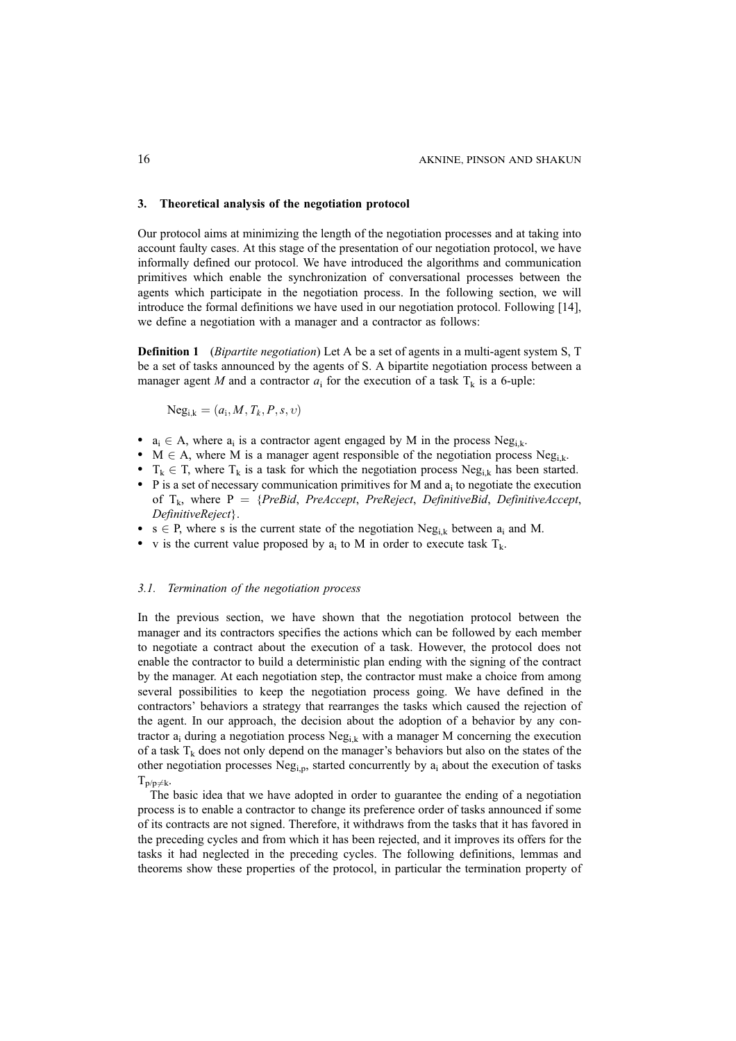## 3. Theoretical analysis of the negotiation protocol

Our protocol aims at minimizing the length of the negotiation processes and at taking into account faulty cases. At this stage of the presentation of our negotiation protocol, we have informally defined our protocol. We have introduced the algorithms and communication primitives which enable the synchronization of conversational processes between the agents which participate in the negotiation process. In the following section, we will introduce the formal definitions we have used in our negotiation protocol. Following [14], we define a negotiation with a manager and a contractor as follows:

**Definition 1** (*Bipartite negotiation*) Let A be a set of agents in a multi-agent system S, T be a set of tasks announced by the agents of S. A bipartite negotiation process between a manager agent *M* and a contractor $a_i$ for the execution of a task $T_k$ is a 6-uple:

$$\mathrm{Neg}_{i,k} = (a_i, M, T_k, P, s, v)$$

- $a_i \in A$, where $a_i$ is a contractor agent engaged by M in the process $\mathrm{Neg}_{i,k}$.
- $M \in A$, where M is a manager agent responsible of the negotiation process $\mathrm{Neg}_{i,k}$.
- $T_k \in T$, where $T_k$ is a task for which the negotiation process $\mathrm{Neg}_{i,k}$ has been started.
- P is a set of necessary communication primitives for M and $a_i$ to negotiate the execution of $T_k$, where P = {*PreBid*, *PreAccept*, *PreReject*, *DefinitiveBid*, *DefinitiveAccept*, *DefinitiveReject*}.
- $s \in P$, where s is the current state of the negotiation $\mathrm{Neg}_{i,k}$ between $a_i$ and M.
- v is the current value proposed by $a_i$ to M in order to execute task $T_k$.

### 3.1. Termination of the negotiation process

In the previous section, we have shown that the negotiation protocol between the manager and its contractors specifies the actions which can be followed by each member to negotiate a contract about the execution of a task. However, the protocol does not enable the contractor to build a deterministic plan ending with the signing of the contract by the manager. At each negotiation step, the contractor must make a choice from among several possibilities to keep the negotiation process going. We have defined in the contractors' behaviors a strategy that rearranges the tasks which caused the rejection of the agent. In our approach, the decision about the adoption of a behavior by any contractor $a_i$ during a negotiation process $\mathrm{Neg}_{i,k}$ with a manager M concerning the execution of a task $T_k$ does not only depend on the manager's behaviors but also on the states of the other negotiation processes $\mathrm{Neg}_{i,p}$, started concurrently by $a_i$ about the execution of tasks $T_{p/p \neq k}$.

The basic idea that we have adopted in order to guarantee the ending of a negotiation process is to enable a contractor to change its preference order of tasks announced if some of its contracts are not signed. Therefore, it withdraws from the tasks that it has favored in the preceding cycles and from which it has been rejected, and it improves its offers for the tasks it had neglected in the preceding cycles. The following definitions, lemmas and theorems show these properties of the protocol, in particular the termination property of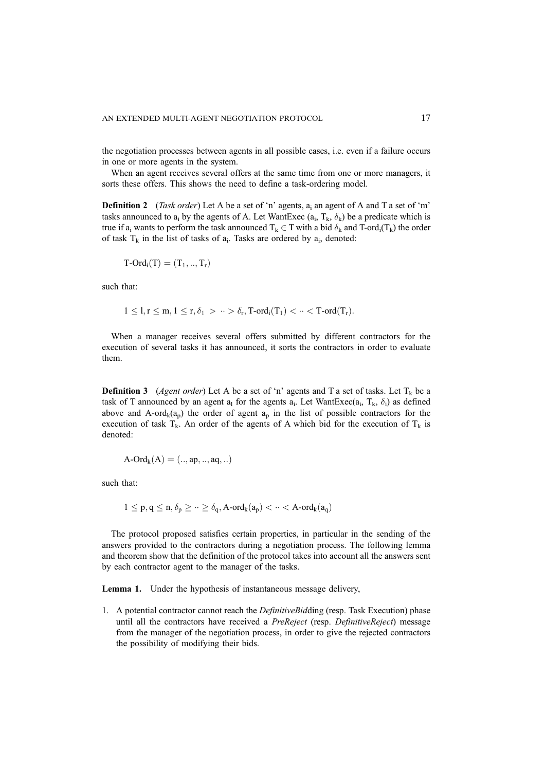the negotiation processes between agents in all possible cases, i.e. even if a failure occurs in one or more agents in the system.

When an agent receives several offers at the same time from one or more managers, it sorts these offers. This shows the need to define a task-ordering model.

**Definition 2** (*Task order*) Let A be a set of 'n' agents, $a_i$ an agent of A and T a set of 'm' tasks announced to $a_i$ by the agents of A. Let WantExec ($a_i$, $T_k$, $\delta_k$) be a predicate which is true if $a_i$ wants to perform the task announced $T_k \in T$ with a bid $\delta_k$ and T-ord$_i$($T_k$) the order of task $T_k$ in the list of tasks of $a_i$. Tasks are ordered by $a_i$, denoted:

$$\text{T-Ord}_i(T) = (T_1, .., T_r)$$

such that:

$$1 \leq l, r \leq m, 1 \leq r, \delta_1 > \cdot\cdot > \delta_r, \text{T-ord}_i(T_1) < \cdot\cdot < \text{T-ord}(T_r).$$

When a manager receives several offers submitted by different contractors for the execution of several tasks it has announced, it sorts the contractors in order to evaluate them.

**Definition 3** (*Agent order*) Let A be a set of 'n' agents and T a set of tasks. Let $T_k$ be a task of T announced by an agent $a_l$ for the agents $a_i$. Let WantExec($a_i$, $T_k$, $\delta_i$) as defined above and A-ord$_k$($a_p$) the order of agent $a_p$ in the list of possible contractors for the execution of task $T_k$. An order of the agents of A which bid for the execution of $T_k$ is denoted:

$$\text{A-Ord}_k(A) = (.., ap, .., aq, ..)$$

such that:

$$1 \leq p, q \leq n, \delta_p \geq \cdot\cdot \geq \delta_q, \text{A-ord}_k(a_p) < \cdot\cdot < \text{A-ord}_k(a_q)$$

The protocol proposed satisfies certain properties, in particular in the sending of the answers provided to the contractors during a negotiation process. The following lemma and theorem show that the definition of the protocol takes into account all the answers sent by each contractor agent to the manager of the tasks.

**Lemma 1.** Under the hypothesis of instantaneous message delivery,

1. A potential contractor cannot reach the *DefinitiveBid*ding (resp. Task Execution) phase until all the contractors have received a *PreReject* (resp. *DefinitiveReject*) message from the manager of the negotiation process, in order to give the rejected contractors the possibility of modifying their bids.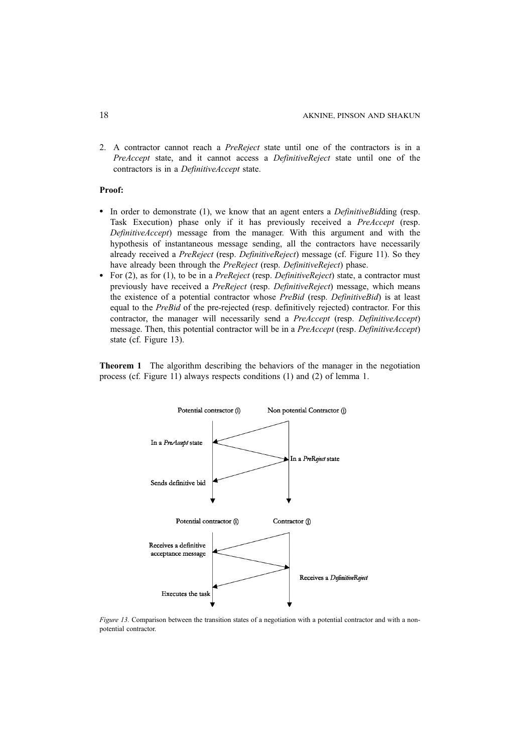2. A contractor cannot reach a *PreReject* state until one of the contractors is in a *PreAccept* state, and it cannot access a *DefinitiveReject* state until one of the contractors is in a *DefinitiveAccept* state.

**Proof:**

- In order to demonstrate (1), we know that an agent enters a *DefinitiveBid*ding (resp. Task Execution) phase only if it has previously received a *PreAccept* (resp. *DefinitiveAccept*) message from the manager. With this argument and with the hypothesis of instantaneous message sending, all the contractors have necessarily already received a *PreReject* (resp. *DefinitiveReject*) message (cf. Figure 11). So they have already been through the *PreReject* (resp. *DefinitiveReject*) phase.
- For (2), as for (1), to be in a *PreReject* (resp. *DefinitiveReject*) state, a contractor must previously have received a *PreReject* (resp. *DefinitiveReject*) message, which means the existence of a potential contractor whose *PreBid* (resp. *DefinitiveBid*) is at least equal to the *PreBid* of the pre-rejected (resp. definitively rejected) contractor. For this contractor, the manager will necessarily send a *PreAccept* (resp. *DefinitiveAccept*) message. Then, this potential contractor will be in a *PreAccept* (resp. *DefinitiveAccept*) state (cf. Figure 13).

**Theorem 1** The algorithm describing the behaviors of the manager in the negotiation process (cf. Figure 11) always respects conditions (1) and (2) of lemma 1.

*Figure 13.* Comparison between the transition states of a negotiation with a potential contractor and with a non-potential contractor.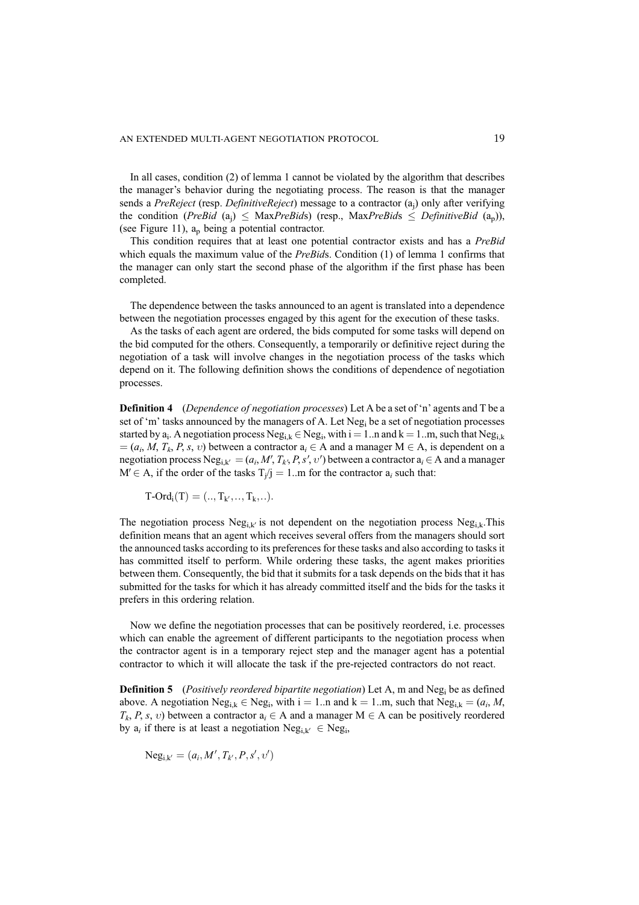In all cases, condition (2) of lemma 1 cannot be violated by the algorithm that describes the manager's behavior during the negotiating process. The reason is that the manager sends a *PreReject* (resp. *DefinitiveReject*) message to a contractor ($a_j$) only after verifying the condition (*PreBid* ($a_j$) $\leq$ Max*PreBid*s) (resp., Max*PreBid*s $\leq$ *DefinitiveBid* ($a_p$)), (see Figure 11), $a_p$ being a potential contractor.

This condition requires that at least one potential contractor exists and has a *PreBid* which equals the maximum value of the *PreBid*s. Condition (1) of lemma 1 confirms that the manager can only start the second phase of the algorithm if the first phase has been completed.

The dependence between the tasks announced to an agent is translated into a dependence between the negotiation processes engaged by this agent for the execution of these tasks.

As the tasks of each agent are ordered, the bids computed for some tasks will depend on the bid computed for the others. Consequently, a temporarily or definitive reject during the negotiation of a task will involve changes in the negotiation process of the tasks which depend on it. The following definition shows the conditions of dependence of negotiation processes.

**Definition 4** (*Dependence of negotiation processes*) Let A be a set of 'n' agents and T be a set of 'm' tasks announced by the managers of A. Let $\text{Neg}_i$ be a set of negotiation processes started by $a_i$. A negotiation process $\text{Neg}_{i,k} \in \text{Neg}_i$, with $i = 1..n$ and $k = 1..m$, such that $\text{Neg}_{i,k} = (a_i, M, T_k, P, s, \upsilon)$ between a contractor $a_i \in A$ and a manager $M \in A$, is dependent on a negotiation process $\text{Neg}_{i,k'} = (a_i, M', T_{k'}, P, s', \upsilon')$ between a contractor $a_i \in A$ and a manager $M' \in A$, if the order of the tasks $T_j/j = 1..m$ for the contractor $a_i$ such that:

$$\text{T-Ord}_i(T) = (.., T_{k'}, .., T_k, ..).$$

The negotiation process $\text{Neg}_{i,k'}$ is not dependent on the negotiation process $\text{Neg}_{i,k}$.This definition means that an agent which receives several offers from the managers should sort the announced tasks according to its preferences for these tasks and also according to tasks it has committed itself to perform. While ordering these tasks, the agent makes priorities between them. Consequently, the bid that it submits for a task depends on the bids that it has submitted for the tasks for which it has already committed itself and the bids for the tasks it prefers in this ordering relation.

Now we define the negotiation processes that can be positively reordered, i.e. processes which can enable the agreement of different participants to the negotiation process when the contractor agent is in a temporary reject step and the manager agent has a potential contractor to which it will allocate the task if the pre-rejected contractors do not react.

**Definition 5** (*Positively reordered bipartite negotiation*) Let A, m and $\text{Neg}_i$ be as defined above. A negotiation $\text{Neg}_{i,k} \in \text{Neg}_i$, with $i = 1..n$ and $k = 1..m$, such that $\text{Neg}_{i,k} = (a_i, M, T_k, P, s, \upsilon)$ between a contractor $a_i \in A$ and a manager $M \in A$ can be positively reordered by $a_i$ if there is at least a negotiation $\text{Neg}_{i,k'} \in \text{Neg}_i$,

$$\text{Neg}_{i,k'} = (a_i, M', T_{k'}, P, s', \upsilon')$$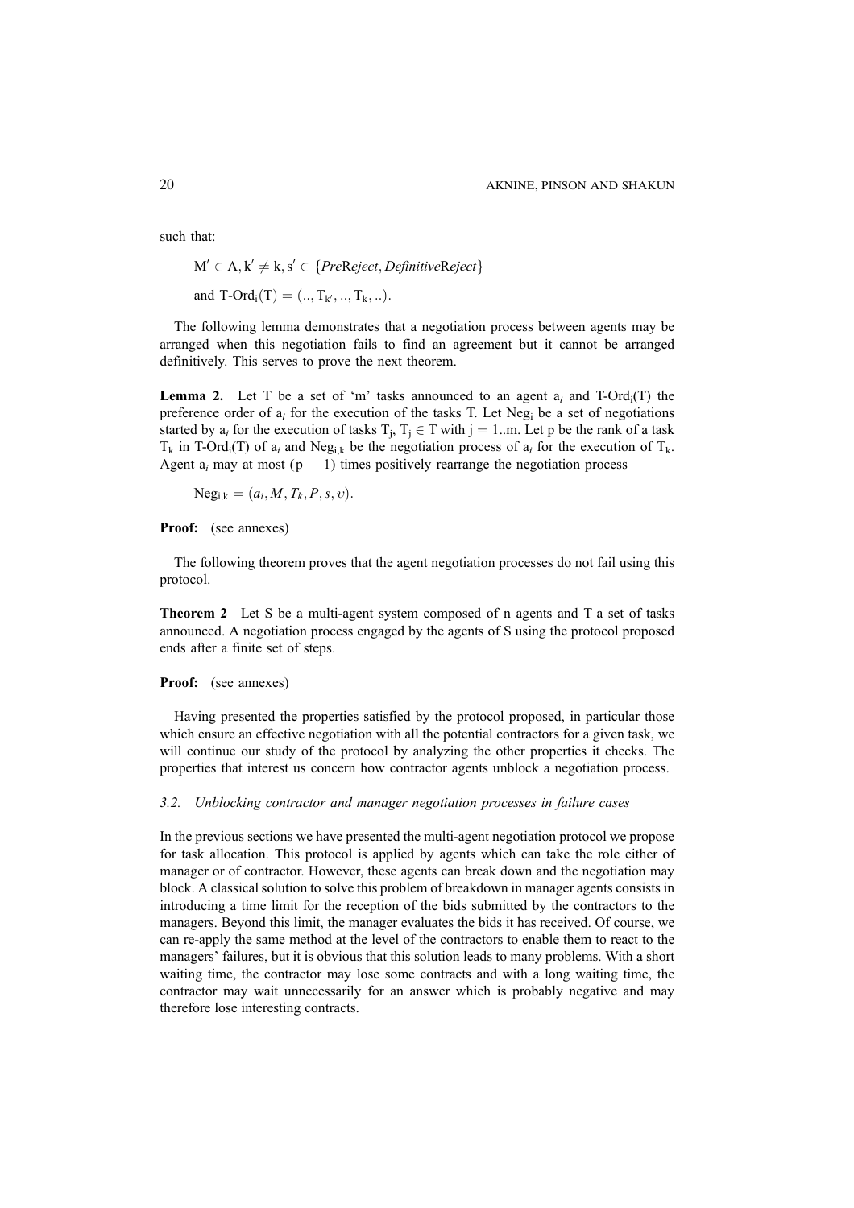such that:

$$M' \in A, k' \neq k, s' \in \{\mathit{PreReject}, \mathit{DefinitiveReject}\}$$

$$\text{and } \text{T-Ord}_i(T) = (.., T_{k'}, .., T_k, ..).$$

The following lemma demonstrates that a negotiation process between agents may be arranged when this negotiation fails to find an agreement but it cannot be arranged definitively. This serves to prove the next theorem.

**Lemma 2.** Let T be a set of 'm' tasks announced to an agent $a_i$ and $\text{T-Ord}_i(T)$ the preference order of $a_i$ for the execution of the tasks T. Let $\text{Neg}_i$ be a set of negotiations started by $a_i$ for the execution of tasks $T_j$, $T_j \in T$ with $j = 1..m$. Let p be the rank of a task $T_k$ in $\text{T-Ord}_i(T)$ of $a_i$ and $\text{Neg}_{i,k}$ be the negotiation process of $a_i$ for the execution of $T_k$. Agent $a_i$ may at most $(p - 1)$ times positively rearrange the negotiation process

$$\text{Neg}_{i,k} = (a_i, M, T_k, P, s, \upsilon).$$

**Proof:** (see annexes)

The following theorem proves that the agent negotiation processes do not fail using this protocol.

**Theorem 2** Let S be a multi-agent system composed of n agents and T a set of tasks announced. A negotiation process engaged by the agents of S using the protocol proposed ends after a finite set of steps.

**Proof:** (see annexes)

Having presented the properties satisfied by the protocol proposed, in particular those which ensure an effective negotiation with all the potential contractors for a given task, we will continue our study of the protocol by analyzing the other properties it checks. The properties that interest us concern how contractor agents unblock a negotiation process.

### *3.2. Unblocking contractor and manager negotiation processes in failure cases*

In the previous sections we have presented the multi-agent negotiation protocol we propose for task allocation. This protocol is applied by agents which can take the role either of manager or of contractor. However, these agents can break down and the negotiation may block. A classical solution to solve this problem of breakdown in manager agents consists in introducing a time limit for the reception of the bids submitted by the contractors to the managers. Beyond this limit, the manager evaluates the bids it has received. Of course, we can re-apply the same method at the level of the contractors to enable them to react to the managers' failures, but it is obvious that this solution leads to many problems. With a short waiting time, the contractor may lose some contracts and with a long waiting time, the contractor may wait unnecessarily for an answer which is probably negative and may therefore lose interesting contracts.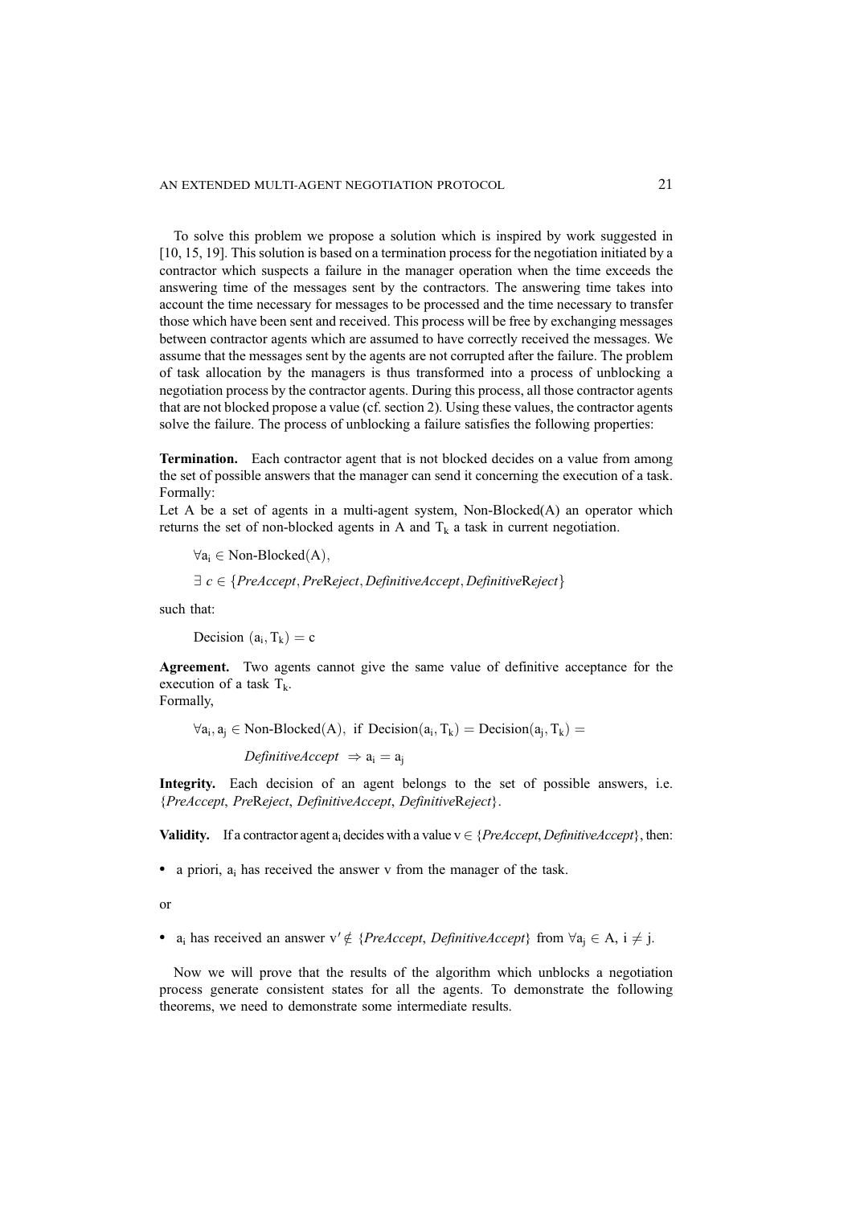To solve this problem we propose a solution which is inspired by work suggested in [10, 15, 19]. This solution is based on a termination process for the negotiation initiated by a contractor which suspects a failure in the manager operation when the time exceeds the answering time of the messages sent by the contractors. The answering time takes into account the time necessary for messages to be processed and the time necessary to transfer those which have been sent and received. This process will be free by exchanging messages between contractor agents which are assumed to have correctly received the messages. We assume that the messages sent by the agents are not corrupted after the failure. The problem of task allocation by the managers is thus transformed into a process of unblocking a negotiation process by the contractor agents. During this process, all those contractor agents that are not blocked propose a value (cf. section 2). Using these values, the contractor agents solve the failure. The process of unblocking a failure satisfies the following properties:

**Termination.** Each contractor agent that is not blocked decides on a value from among the set of possible answers that the manager can send it concerning the execution of a task. Formally:
Let A be a set of agents in a multi-agent system, Non-Blocked(A) an operator which returns the set of non-blocked agents in A and $T_k$ a task in current negotiation.

$$\forall a_i \in \text{Non-Blocked}(A),$$

$$\exists\ c \in \{PreAccept, PreReject, DefinitiveAccept, DefinitiveReject\}$$

such that:

$$\text{Decision}\ (a_i, T_k) = c$$

**Agreement.** Two agents cannot give the same value of definitive acceptance for the execution of a task $T_k$.
Formally,

$$\forall a_i, a_j \in \text{Non-Blocked}(A),\ \text{if Decision}(a_i, T_k) = \text{Decision}(a_j, T_k) =$$

$$DefinitiveAccept\ \Rightarrow a_i = a_j$$

**Integrity.** Each decision of an agent belongs to the set of possible answers, i.e. {*PreAccept*, *PreReject*, *DefinitiveAccept*, *DefinitiveReject*}.

**Validity.** If a contractor agent $a_i$ decides with a value $v \in \{PreAccept, DefinitiveAccept\}$, then:

- a priori, $a_i$ has received the answer v from the manager of the task.

or

- $a_i$ has received an answer $v' \notin \{PreAccept, DefinitiveAccept\}$ from $\forall a_j \in A,\ i \neq j$.

Now we will prove that the results of the algorithm which unblocks a negotiation process generate consistent states for all the agents. To demonstrate the following theorems, we need to demonstrate some intermediate results.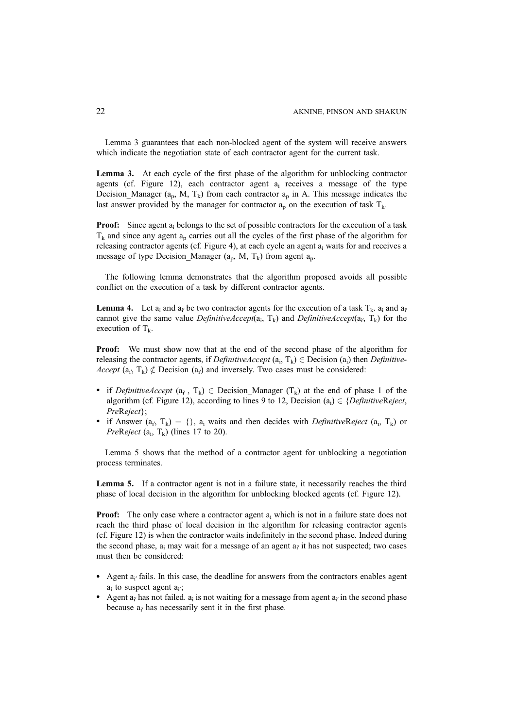Lemma 3 guarantees that each non-blocked agent of the system will receive answers which indicate the negotiation state of each contractor agent for the current task.

**Lemma 3.** At each cycle of the first phase of the algorithm for unblocking contractor agents (cf. Figure 12), each contractor agent $a_i$ receives a message of the type Decision_Manager ($a_p$, M, $T_k$) from each contractor $a_p$ in A. This message indicates the last answer provided by the manager for contractor $a_p$ on the execution of task $T_k$.

**Proof:** Since agent $a_i$ belongs to the set of possible contractors for the execution of a task $T_k$ and since any agent $a_p$ carries out all the cycles of the first phase of the algorithm for releasing contractor agents (cf. Figure 4), at each cycle an agent $a_i$ waits for and receives a message of type Decision_Manager ($a_p$, M, $T_k$) from agent $a_p$.

The following lemma demonstrates that the algorithm proposed avoids all possible conflict on the execution of a task by different contractor agents.

**Lemma 4.** Let $a_i$ and $a_{i'}$ be two contractor agents for the execution of a task $T_k$. $a_i$ and $a_{i'}$ cannot give the same value *DefinitiveAccept*($a_i$, $T_k$) and *DefinitiveAccept*($a_{i'}$, $T_k$) for the execution of $T_k$.

**Proof:** We must show now that at the end of the second phase of the algorithm for releasing the contractor agents, if *DefinitiveAccept* ($a_i$, $T_k$) $\in$ Decision ($a_i$) then *Definitive-Accept* ($a_{i'}$, $T_k$) $\notin$ Decision ($a_{i'}$) and inversely. Two cases must be considered:

- if *DefinitiveAccept* ($a_{i'}$, $T_k$) $\in$ Decision_Manager ($T_k$) at the end of phase 1 of the algorithm (cf. Figure 12), according to lines 9 to 12, Decision ($a_i$) $\in$ {*Definitive*R*eject*, *Pre*R*eject*};
- if Answer ($a_{i'}$, $T_k$) = {}, $a_i$ waits and then decides with *Definitive*R*eject* ($a_i$, $T_k$) or *Pre*R*eject* ($a_i$, $T_k$) (lines 17 to 20).

Lemma 5 shows that the method of a contractor agent for unblocking a negotiation process terminates.

**Lemma 5.** If a contractor agent is not in a failure state, it necessarily reaches the third phase of local decision in the algorithm for unblocking blocked agents (cf. Figure 12).

**Proof:** The only case where a contractor agent $a_i$ which is not in a failure state does not reach the third phase of local decision in the algorithm for releasing contractor agents (cf. Figure 12) is when the contractor waits indefinitely in the second phase. Indeed during the second phase, $a_i$ may wait for a message of an agent $a_{i'}$ it has not suspected; two cases must then be considered:

- Agent $a_{i'}$ fails. In this case, the deadline for answers from the contractors enables agent $a_i$ to suspect agent $a_{i'}$;
- Agent $a_{i'}$ has not failed. $a_i$ is not waiting for a message from agent $a_{i'}$ in the second phase because $a_{i'}$ has necessarily sent it in the first phase.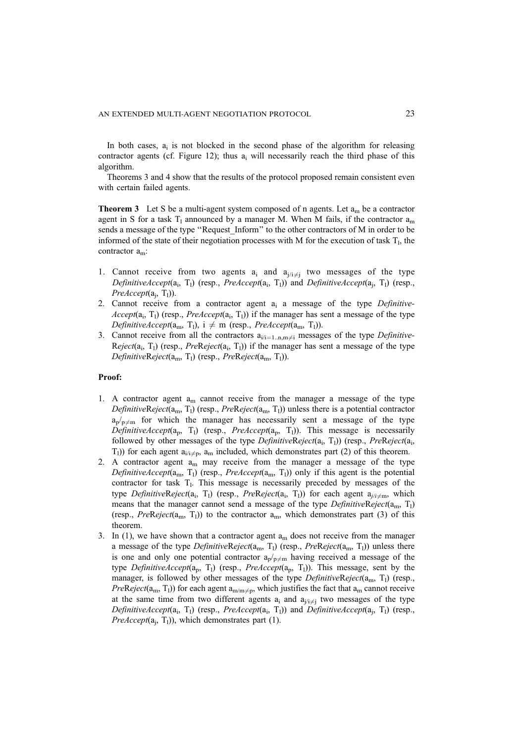In both cases, $a_i$ is not blocked in the second phase of the algorithm for releasing contractor agents (cf. Figure 12); thus $a_i$ will necessarily reach the third phase of this algorithm.

Theorems 3 and 4 show that the results of the protocol proposed remain consistent even with certain failed agents.

**Theorem 3** Let S be a multi-agent system composed of n agents. Let $a_m$ be a contractor agent in S for a task $T_l$ announced by a manager M. When M fails, if the contractor $a_m$ sends a message of the type "Request_Inform" to the other contractors of M in order to be informed of the state of their negotiation processes with M for the execution of task $T_l$, the contractor $a_m$:

1. Cannot receive from two agents $a_i$ and $a_{j/i \neq j}$ two messages of the type *DefinitiveAccept*($a_i$, $T_l$) (resp., *PreAccept*($a_i$, $T_l$)) and *DefinitiveAccept*($a_j$, $T_l$) (resp., *PreAccept*($a_j$, $T_l$)).
2. Cannot receive from a contractor agent $a_i$ a message of the type *DefinitiveAccept*($a_i$, $T_l$) (resp., *PreAccept*($a_i$, $T_l$)) if the manager has sent a message of the type *DefinitiveAccept*($a_m$, $T_l$), $i \neq m$ (resp., *PreAccept*($a_m$, $T_l$)).
3. Cannot receive from all the contractors $a_{i/i=1..n, m \neq i}$ messages of the type *DefinitiveReject*($a_i$, $T_l$) (resp., *PreReject*($a_i$, $T_l$)) if the manager has sent a message of the type *DefinitiveReject*($a_m$, $T_l$) (resp., *PreReject*($a_m$, $T_l$)).

**Proof:**

1. A contractor agent $a_m$ cannot receive from the manager a message of the type *DefinitiveReject*($a_m$, $T_l$) (resp., *PreReject*($a_m$, $T_l$)) unless there is a potential contractor $a_p/_{p \neq m}$ for which the manager has necessarily sent a message of the type *DefinitiveAccept*($a_p$, $T_l$) (resp., *PreAccept*($a_p$, $T_l$)). This message is necessarily followed by other messages of the type *DefinitiveReject*($a_i$, $T_l$)) (resp., *PreReject*($a_i$, $T_l$)) for each agent $a_{i/i \neq p}$, $a_m$ included, which demonstrates part (2) of this theorem.
2. A contractor agent $a_m$ may receive from the manager a message of the type *DefinitiveAccept*($a_m$, $T_l$) (resp., *PreAccept*($a_m$, $T_l$)) only if this agent is the potential contractor for task $T_l$. This message is necessarily preceded by messages of the type *DefinitiveReject*($a_i$, $T_l$) (resp., *PreReject*($a_i$, $T_l$)) for each agent $a_{j/i \neq m}$, which means that the manager cannot send a message of the type *DefinitiveReject*($a_m$, $T_l$) (resp., *PreReject*($a_m$, $T_l$)) to the contractor $a_m$, which demonstrates part (3) of this theorem.
3. In (1), we have shown that a contractor agent $a_m$ does not receive from the manager a message of the type *DefinitiveReject*($a_m$, $T_l$) (resp., *PreReject*($a_m$, $T_l$)) unless there is one and only one potential contractor $a_p/_{p \neq m}$ having received a message of the type *DefinitiveAccept*($a_p$, $T_l$) (resp., *PreAccept*($a_p$, $T_l$)). This message, sent by the manager, is followed by other messages of the type *DefinitiveReject*($a_m$, $T_l$) (resp., *PreReject*($a_m$, $T_l$)) for each agent $a_{m/m \neq p}$, which justifies the fact that $a_m$ cannot receive at the same time from two different agents $a_i$ and $a_{j/i \neq j}$ two messages of the type *DefinitiveAccept*($a_i$, $T_l$) (resp., *PreAccept*($a_i$, $T_l$)) and *DefinitiveAccept*($a_j$, $T_l$) (resp., *PreAccept*($a_j$, $T_l$)), which demonstrates part (1).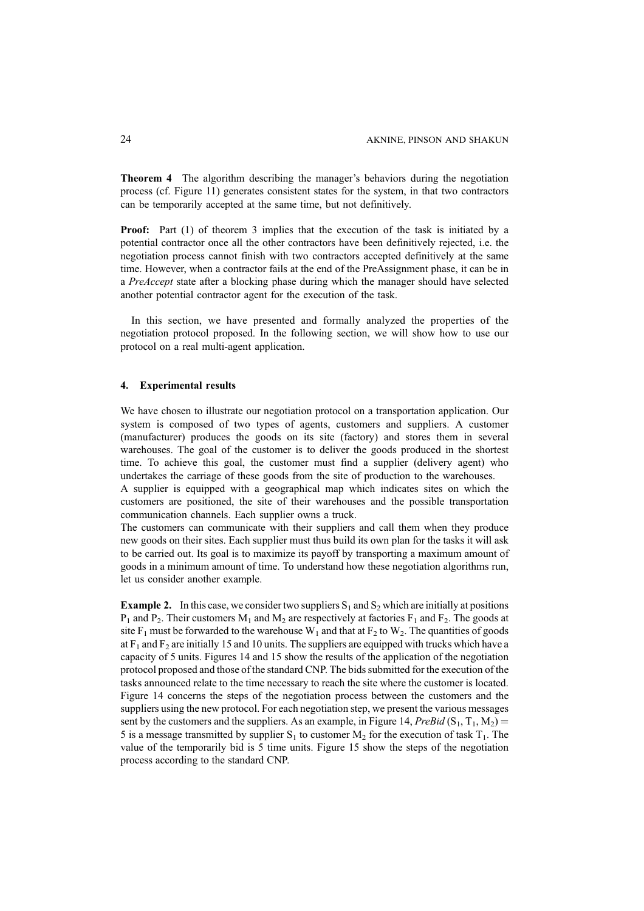**Theorem 4** The algorithm describing the manager's behaviors during the negotiation process (cf. Figure 11) generates consistent states for the system, in that two contractors can be temporarily accepted at the same time, but not definitively.

**Proof:** Part (1) of theorem 3 implies that the execution of the task is initiated by a potential contractor once all the other contractors have been definitively rejected, i.e. the negotiation process cannot finish with two contractors accepted definitively at the same time. However, when a contractor fails at the end of the PreAssignment phase, it can be in a *PreAccept* state after a blocking phase during which the manager should have selected another potential contractor agent for the execution of the task.

In this section, we have presented and formally analyzed the properties of the negotiation protocol proposed. In the following section, we will show how to use our protocol on a real multi-agent application.

## 4. Experimental results

We have chosen to illustrate our negotiation protocol on a transportation application. Our system is composed of two types of agents, customers and suppliers. A customer (manufacturer) produces the goods on its site (factory) and stores them in several warehouses. The goal of the customer is to deliver the goods produced in the shortest time. To achieve this goal, the customer must find a supplier (delivery agent) who undertakes the carriage of these goods from the site of production to the warehouses.
A supplier is equipped with a geographical map which indicates sites on which the customers are positioned, the site of their warehouses and the possible transportation communication channels. Each supplier owns a truck.
The customers can communicate with their suppliers and call them when they produce new goods on their sites. Each supplier must thus build its own plan for the tasks it will ask to be carried out. Its goal is to maximize its payoff by transporting a maximum amount of goods in a minimum amount of time. To understand how these negotiation algorithms run, let us consider another example.

**Example 2.** In this case, we consider two suppliers $S_1$ and $S_2$ which are initially at positions $P_1$ and $P_2$. Their customers $M_1$ and $M_2$ are respectively at factories $F_1$ and $F_2$. The goods at site $F_1$ must be forwarded to the warehouse $W_1$ and that at $F_2$ to $W_2$. The quantities of goods at $F_1$ and $F_2$ are initially 15 and 10 units. The suppliers are equipped with trucks which have a capacity of 5 units. Figures 14 and 15 show the results of the application of the negotiation protocol proposed and those of the standard CNP. The bids submitted for the execution of the tasks announced relate to the time necessary to reach the site where the customer is located. Figure 14 concerns the steps of the negotiation process between the customers and the suppliers using the new protocol. For each negotiation step, we present the various messages sent by the customers and the suppliers. As an example, in Figure 14, *PreBid* $(S_1, T_1, M_2) = 5$ is a message transmitted by supplier $S_1$ to customer $M_2$ for the execution of task $T_1$. The value of the temporarily bid is 5 time units. Figure 15 show the steps of the negotiation process according to the standard CNP.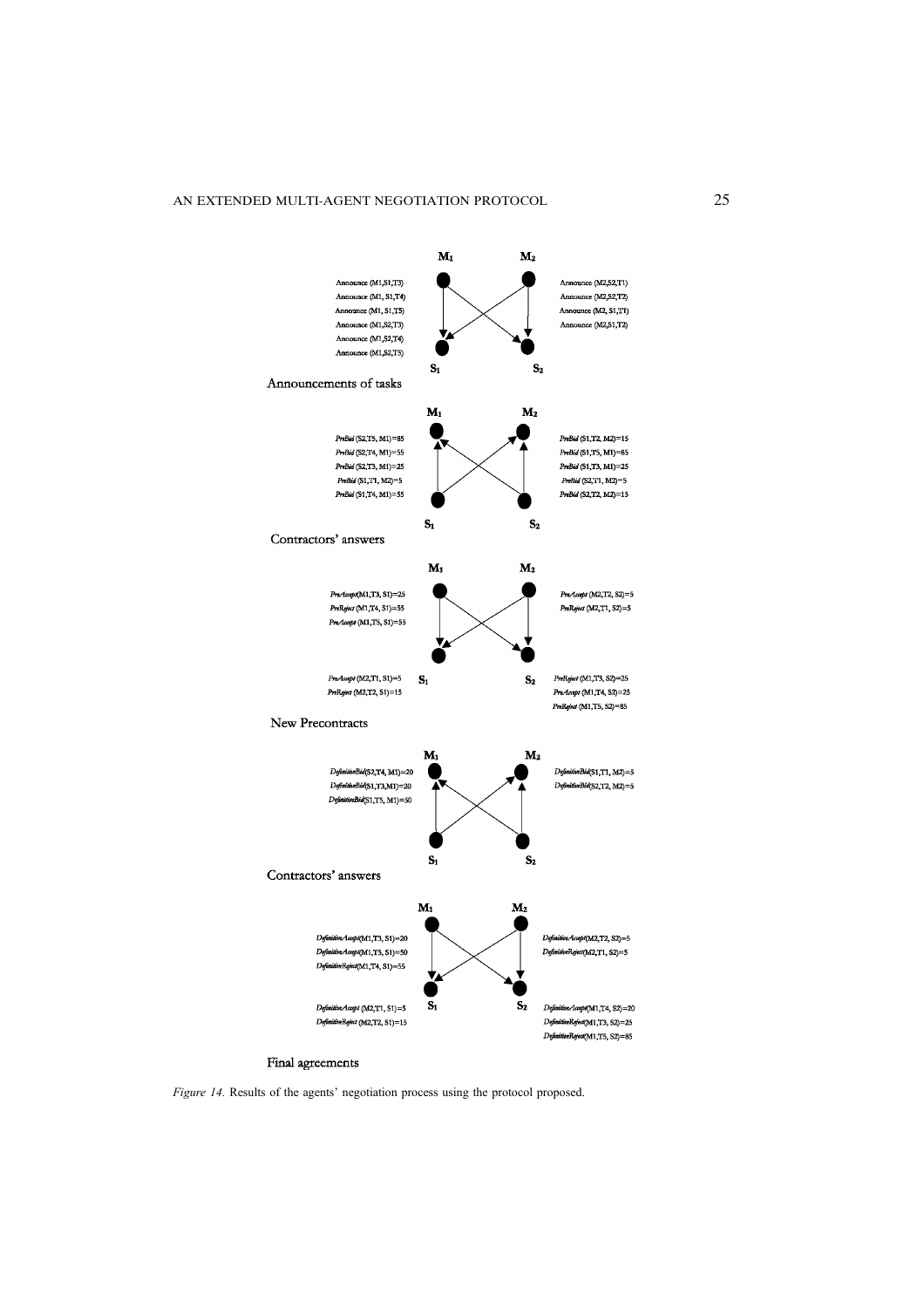Announce (M1,S1,T3)
Announce (M1, S1,T4)
Announce (M1, S1,T5)
Announce (M1,S2,T3)
Announce (M1,S2,T4)
Announce (M1,S2,T5)

Announce (M2,S2,T1)
Announce (M2,S2,T2)
Announce (M2, S1,T1)
Announce (M2,S1,T2)

Announcements of tasks

*PreBid* (S2,T5, M1)=85
*PreBid* (S2,T4, M1)=55
*PreBid* (S2,T3, M1)=25
*PreBid* (S1,T1, M2)=5
*PreBid* (S1,T4, M1)=55

*PreBid* (S1,T2, M2)=15
*PreBid* (S1,T5, M1)=85
*PreBid* (S1,T3, M1)=25
*PreBid* (S2,T1, M2)=5
*PreBid* (S2,T2, M2)=15

Contractors' answers

*PreAccept*(M1,T3, S1)=25
*PreReject* (M1,T4, S1)=55
*PreAccept* (M1,T5, S1)=55

*PreAccept* (M2,T2, S2)=5
*PreReject* (M2,T1, S2)=5

*PreAccept* (M2,T1, S1)=5
*PreReject* (M2,T2, S1)=15

*PreReject* (M1,T3, S2)=25
*PreAccept* (M1,T4, S2)=25
*PreReject* (M1,T5, S2)=85

New Precontracts

*DefinitiveBid*(S2,T4, M1)=20
*DefinitiveBid*(S1,T3,M1)=20
*DefinitiveBid*(S1,T5, M1)=50

*DefinitiveBid*(S1,T1, M2)=5
*DefinitiveBid*(S2,T2, M2)=5

Contractors' answers

*DefinitiveAccept*(M1,T3, S1)=20
*DefinitiveAccept*(M1,T5, S1)=50
*DefinitiveReject*(M1,T4, S1)=55

*DefinitiveAccept*(M2,T2, S2)=5
*DefinitiveReject*(M2,T1, S2)=5

*DefinitiveAccept* (M2,T1, S1)=5
*DefinitiveReject* (M2,T2, S1)=15

*DefinitiveAccept*(M1,T4, S2)=20
*DefinitiveReject*(M1,T3, S2)=25
*DefinitiveReject*(M1,T5, S2)=85

Final agreements

*Figure 14.* Results of the agents' negotiation process using the protocol proposed.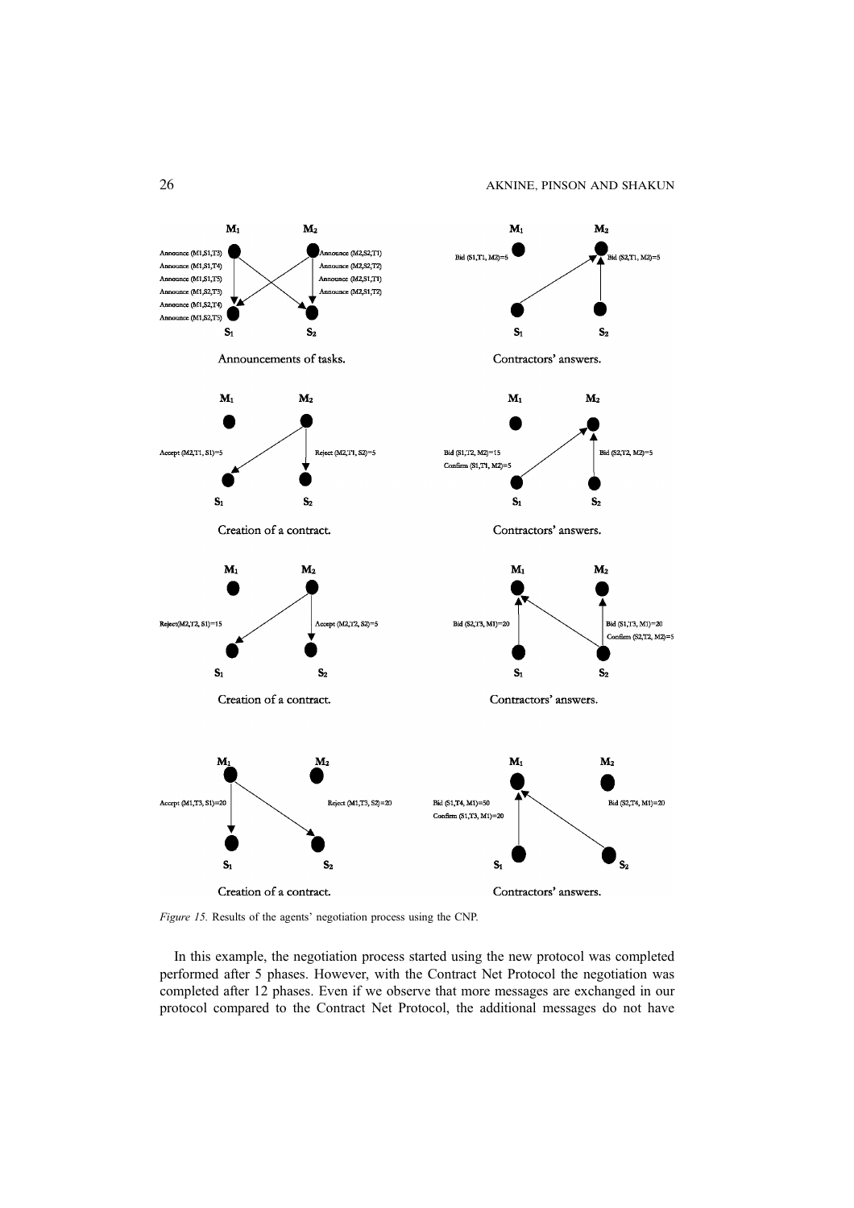Figure 15. Results of the agents' negotiation process using the CNP.

In this example, the negotiation process started using the new protocol was completed performed after 5 phases. However, with the Contract Net Protocol the negotiation was completed after 12 phases. Even if we observe that more messages are exchanged in our protocol compared to the Contract Net Protocol, the additional messages do not have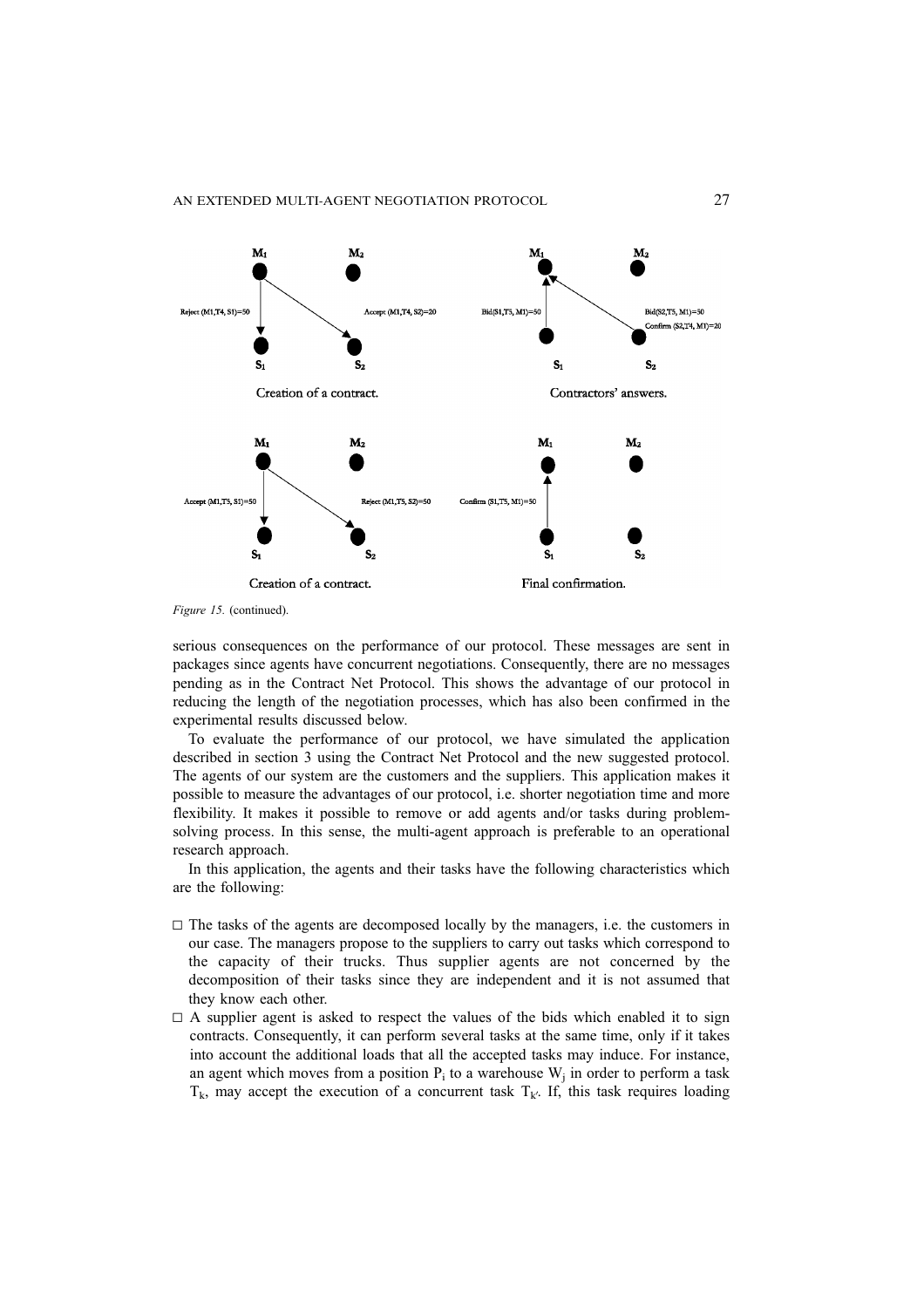*Figure 15.* (continued).

serious consequences on the performance of our protocol. These messages are sent in packages since agents have concurrent negotiations. Consequently, there are no messages pending as in the Contract Net Protocol. This shows the advantage of our protocol in reducing the length of the negotiation processes, which has also been confirmed in the experimental results discussed below.

To evaluate the performance of our protocol, we have simulated the application described in section 3 using the Contract Net Protocol and the new suggested protocol. The agents of our system are the customers and the suppliers. This application makes it possible to measure the advantages of our protocol, i.e. shorter negotiation time and more flexibility. It makes it possible to remove or add agents and/or tasks during problem-solving process. In this sense, the multi-agent approach is preferable to an operational research approach.

In this application, the agents and their tasks have the following characteristics which are the following:

- The tasks of the agents are decomposed locally by the managers, i.e. the customers in our case. The managers propose to the suppliers to carry out tasks which correspond to the capacity of their trucks. Thus supplier agents are not concerned by the decomposition of their tasks since they are independent and it is not assumed that they know each other.
- A supplier agent is asked to respect the values of the bids which enabled it to sign contracts. Consequently, it can perform several tasks at the same time, only if it takes into account the additional loads that all the accepted tasks may induce. For instance, an agent which moves from a position $P_i$ to a warehouse $W_j$ in order to perform a task $T_k$, may accept the execution of a concurrent task $T_{k'}$. If, this task requires loading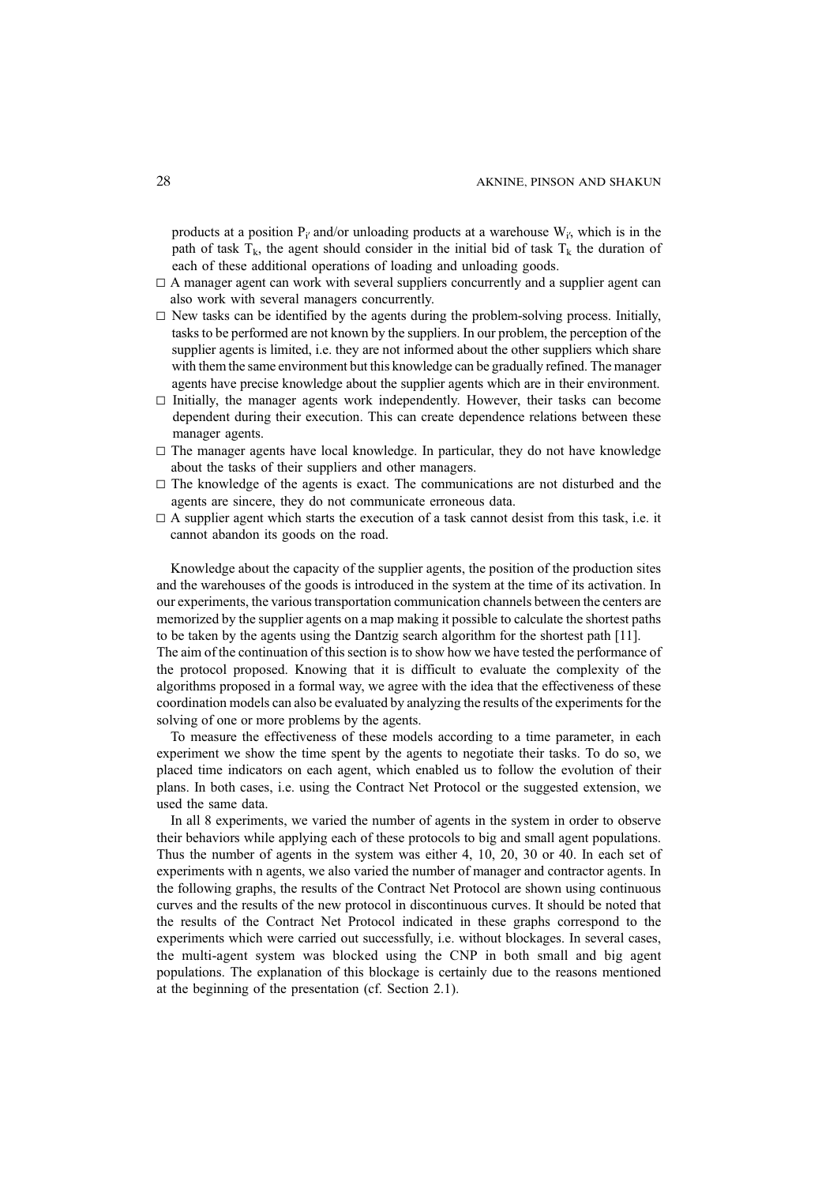products at a position $P_{i'}$ and/or unloading products at a warehouse $W_{i'}$, which is in the path of task $T_k$, the agent should consider in the initial bid of task $T_k$ the duration of each of these additional operations of loading and unloading goods.

- A manager agent can work with several suppliers concurrently and a supplier agent can also work with several managers concurrently.
- New tasks can be identified by the agents during the problem-solving process. Initially, tasks to be performed are not known by the suppliers. In our problem, the perception of the supplier agents is limited, i.e. they are not informed about the other suppliers which share with them the same environment but this knowledge can be gradually refined. The manager agents have precise knowledge about the supplier agents which are in their environment.
- Initially, the manager agents work independently. However, their tasks can become dependent during their execution. This can create dependence relations between these manager agents.
- The manager agents have local knowledge. In particular, they do not have knowledge about the tasks of their suppliers and other managers.
- The knowledge of the agents is exact. The communications are not disturbed and the agents are sincere, they do not communicate erroneous data.
- A supplier agent which starts the execution of a task cannot desist from this task, i.e. it cannot abandon its goods on the road.

Knowledge about the capacity of the supplier agents, the position of the production sites and the warehouses of the goods is introduced in the system at the time of its activation. In our experiments, the various transportation communication channels between the centers are memorized by the supplier agents on a map making it possible to calculate the shortest paths to be taken by the agents using the Dantzig search algorithm for the shortest path [11].

The aim of the continuation of this section is to show how we have tested the performance of the protocol proposed. Knowing that it is difficult to evaluate the complexity of the algorithms proposed in a formal way, we agree with the idea that the effectiveness of these coordination models can also be evaluated by analyzing the results of the experiments for the solving of one or more problems by the agents.

To measure the effectiveness of these models according to a time parameter, in each experiment we show the time spent by the agents to negotiate their tasks. To do so, we placed time indicators on each agent, which enabled us to follow the evolution of their plans. In both cases, i.e. using the Contract Net Protocol or the suggested extension, we used the same data.

In all 8 experiments, we varied the number of agents in the system in order to observe their behaviors while applying each of these protocols to big and small agent populations. Thus the number of agents in the system was either 4, 10, 20, 30 or 40. In each set of experiments with n agents, we also varied the number of manager and contractor agents. In the following graphs, the results of the Contract Net Protocol are shown using continuous curves and the results of the new protocol in discontinuous curves. It should be noted that the results of the Contract Net Protocol indicated in these graphs correspond to the experiments which were carried out successfully, i.e. without blockages. In several cases, the multi-agent system was blocked using the CNP in both small and big agent populations. The explanation of this blockage is certainly due to the reasons mentioned at the beginning of the presentation (cf. Section 2.1).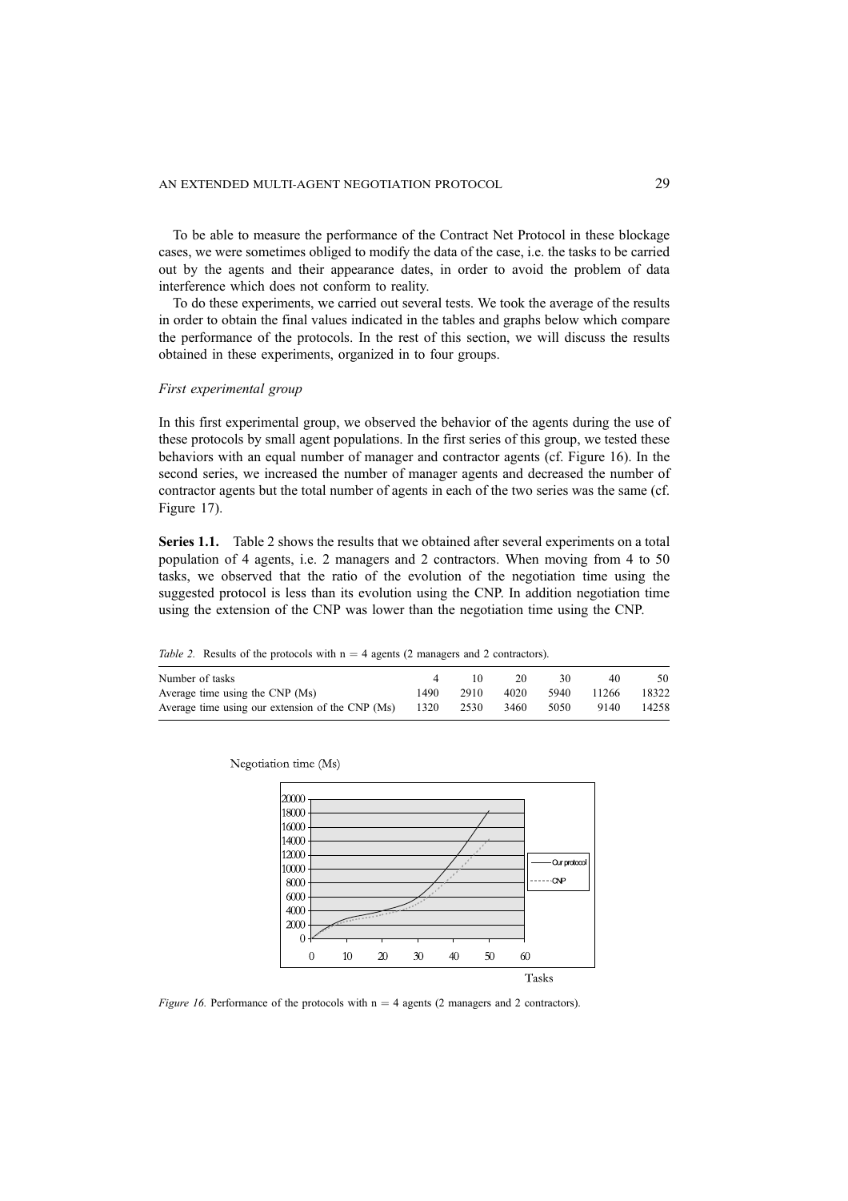To be able to measure the performance of the Contract Net Protocol in these blockage cases, we were sometimes obliged to modify the data of the case, i.e. the tasks to be carried out by the agents and their appearance dates, in order to avoid the problem of data interference which does not conform to reality.

To do these experiments, we carried out several tests. We took the average of the results in order to obtain the final values indicated in the tables and graphs below which compare the performance of the protocols. In the rest of this section, we will discuss the results obtained in these experiments, organized in to four groups.

*First experimental group*

In this first experimental group, we observed the behavior of the agents during the use of these protocols by small agent populations. In the first series of this group, we tested these behaviors with an equal number of manager and contractor agents (cf. Figure 16). In the second series, we increased the number of manager agents and decreased the number of contractor agents but the total number of agents in each of the two series was the same (cf. Figure 17).

**Series 1.1.** Table 2 shows the results that we obtained after several experiments on a total population of 4 agents, i.e. 2 managers and 2 contractors. When moving from 4 to 50 tasks, we observed that the ratio of the evolution of the negotiation time using the suggested protocol is less than its evolution using the CNP. In addition negotiation time using the extension of the CNP was lower than the negotiation time using the CNP.

*Table 2.* Results of the protocols with $n = 4$ agents (2 managers and 2 contractors).

| Number of tasks | 4 | 10 | 20 | 30 | 40 | 50 |
|---|---|---|---|---|---|---|
| Average time using the CNP (Ms) | 1490 | 2910 | 4020 | 5940 | 11266 | 18322 |
| Average time using our extension of the CNP (Ms) | 1320 | 2530 | 3460 | 5050 | 9140 | 14258 |

*Figure 16.* Performance of the protocols with $n = 4$ agents (2 managers and 2 contractors).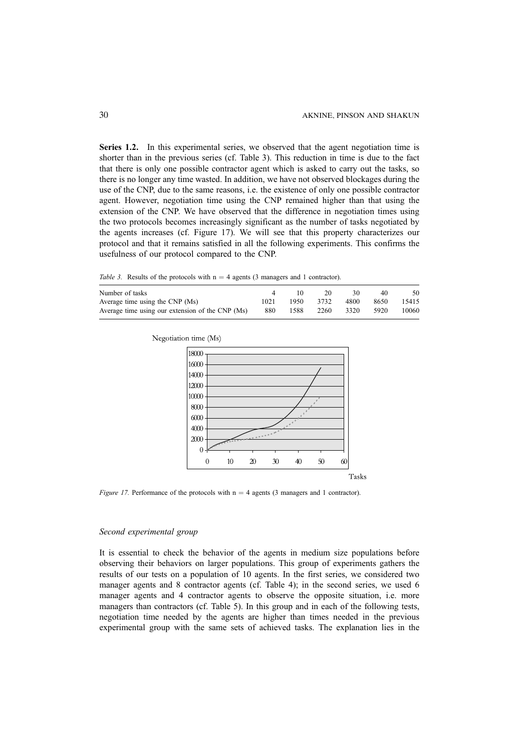**Series 1.2.** In this experimental series, we observed that the agent negotiation time is shorter than in the previous series (cf. Table 3). This reduction in time is due to the fact that there is only one possible contractor agent which is asked to carry out the tasks, so there is no longer any time wasted. In addition, we have not observed blockages during the use of the CNP, due to the same reasons, i.e. the existence of only one possible contractor agent. However, negotiation time using the CNP remained higher than that using the extension of the CNP. We have observed that the difference in negotiation times using the two protocols becomes increasingly significant as the number of tasks negotiated by the agents increases (cf. Figure 17). We will see that this property characterizes our protocol and that it remains satisfied in all the following experiments. This confirms the usefulness of our protocol compared to the CNP.

*Table 3.* Results of the protocols with n = 4 agents (3 managers and 1 contractor).

| Number of tasks | 4 | 10 | 20 | 30 | 40 | 50 |
|---|---|---|---|---|---|---|
| Average time using the CNP (Ms) | 1021 | 1950 | 3732 | 4800 | 8650 | 15415 |
| Average time using our extension of the CNP (Ms) | 880 | 1588 | 2260 | 3320 | 5920 | 10060 |

*Figure 17.* Performance of the protocols with n = 4 agents (3 managers and 1 contractor).

*Second experimental group*

It is essential to check the behavior of the agents in medium size populations before observing their behaviors on larger populations. This group of experiments gathers the results of our tests on a population of 10 agents. In the first series, we considered two manager agents and 8 contractor agents (cf. Table 4); in the second series, we used 6 manager agents and 4 contractor agents to observe the opposite situation, i.e. more managers than contractors (cf. Table 5). In this group and in each of the following tests, negotiation time needed by the agents are higher than times needed in the previous experimental group with the same sets of achieved tasks. The explanation lies in the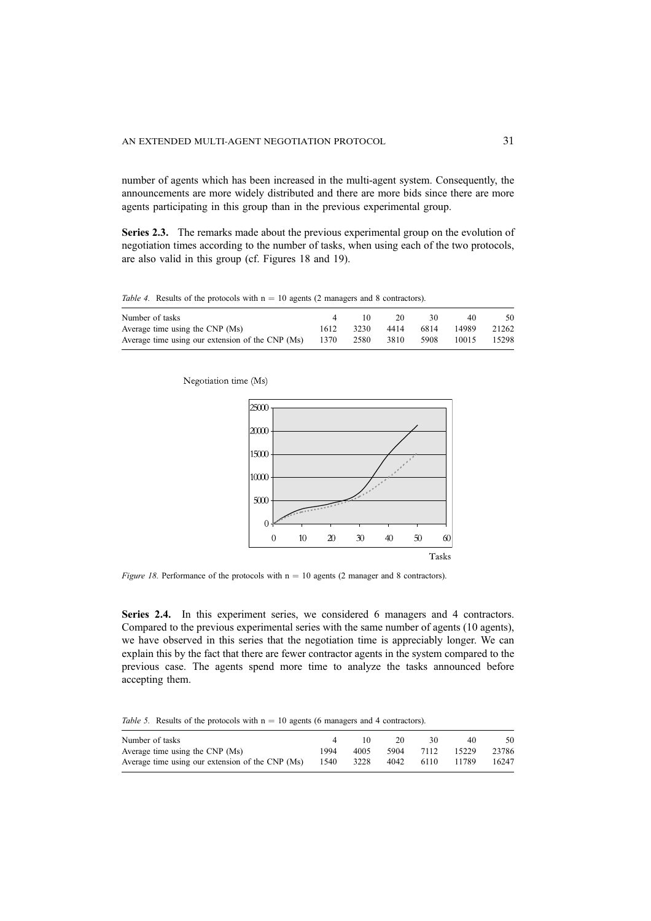number of agents which has been increased in the multi-agent system. Consequently, the announcements are more widely distributed and there are more bids since there are more agents participating in this group than in the previous experimental group.

**Series 2.3.** The remarks made about the previous experimental group on the evolution of negotiation times according to the number of tasks, when using each of the two protocols, are also valid in this group (cf. Figures 18 and 19).

*Table 4.* Results of the protocols with n = 10 agents (2 managers and 8 contractors).

| Number of tasks | 4 | 10 | 20 | 30 | 40 | 50 |
|---|---|---|---|---|---|---|
| Average time using the CNP (Ms) | 1612 | 3230 | 4414 | 6814 | 14989 | 21262 |
| Average time using our extension of the CNP (Ms) | 1370 | 2580 | 3810 | 5908 | 10015 | 15298 |

*Figure 18.* Performance of the protocols with n = 10 agents (2 manager and 8 contractors).

**Series 2.4.** In this experiment series, we considered 6 managers and 4 contractors. Compared to the previous experimental series with the same number of agents (10 agents), we have observed in this series that the negotiation time is appreciably longer. We can explain this by the fact that there are fewer contractor agents in the system compared to the previous case. The agents spend more time to analyze the tasks announced before accepting them.

*Table 5.* Results of the protocols with n = 10 agents (6 managers and 4 contractors).

| Number of tasks | 4 | 10 | 20 | 30 | 40 | 50 |
|---|---|---|---|---|---|---|
| Average time using the CNP (Ms) | 1994 | 4005 | 5904 | 7112 | 15229 | 23786 |
| Average time using our extension of the CNP (Ms) | 1540 | 3228 | 4042 | 6110 | 11789 | 16247 |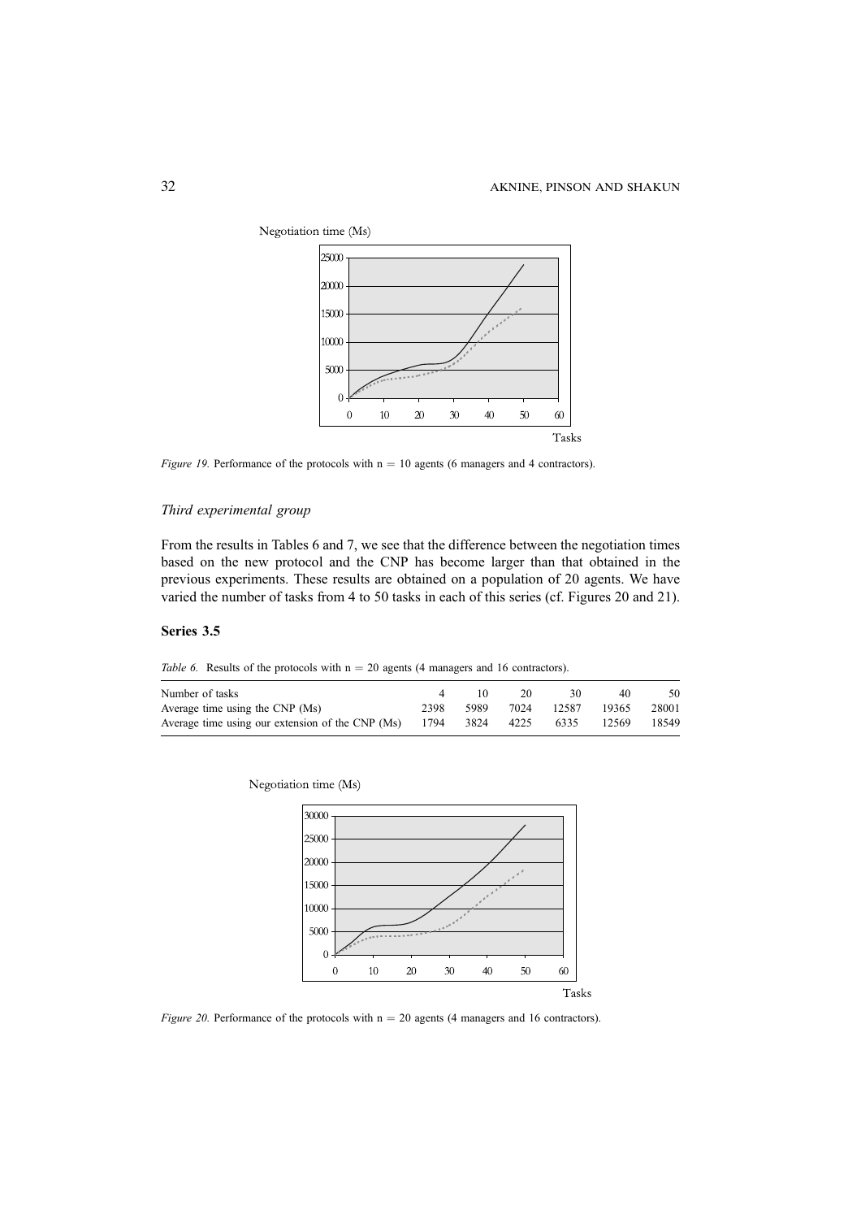Negotiation time (Ms)

Tasks

*Figure 19.* Performance of the protocols with n = 10 agents (6 managers and 4 contractors).

*Third experimental group*

From the results in Tables 6 and 7, we see that the difference between the negotiation times based on the new protocol and the CNP has become larger than that obtained in the previous experiments. These results are obtained on a population of 20 agents. We have varied the number of tasks from 4 to 50 tasks in each of this series (cf. Figures 20 and 21).

**Series 3.5**

*Table 6.* Results of the protocols with n = 20 agents (4 managers and 16 contractors).

| Number of tasks | 4 | 10 | 20 | 30 | 40 | 50 |
|---|---|---|---|---|---|---|
| Average time using the CNP (Ms) | 2398 | 5989 | 7024 | 12587 | 19365 | 28001 |
| Average time using our extension of the CNP (Ms) | 1794 | 3824 | 4225 | 6335 | 12569 | 18549 |

Negotiation time (Ms)

Tasks

*Figure 20.* Performance of the protocols with n = 20 agents (4 managers and 16 contractors).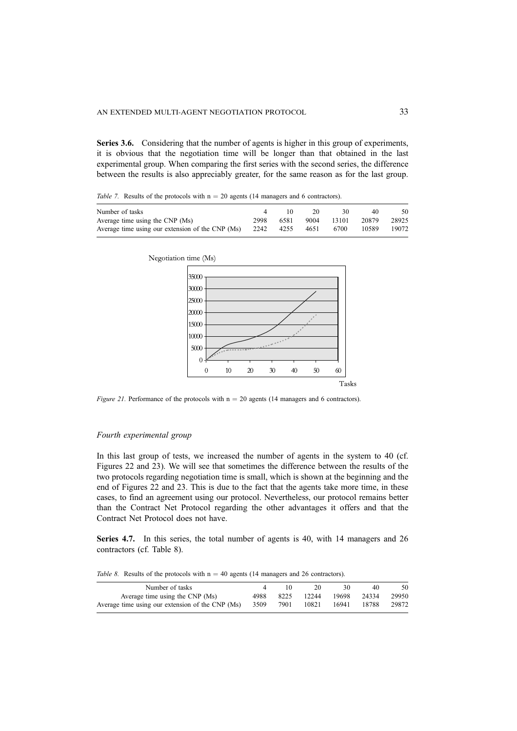**Series 3.6.** Considering that the number of agents is higher in this group of experiments, it is obvious that the negotiation time will be longer than that obtained in the last experimental group. When comparing the first series with the second series, the difference between the results is also appreciably greater, for the same reason as for the last group.

*Table 7.* Results of the protocols with n = 20 agents (14 managers and 6 contractors).

| Number of tasks | 4 | 10 | 20 | 30 | 40 | 50 |
|---|---|---|---|---|---|---|
| Average time using the CNP (Ms) | 2998 | 6581 | 9004 | 13101 | 20879 | 28925 |
| Average time using our extension of the CNP (Ms) | 2242 | 4255 | 4651 | 6700 | 10589 | 19072 |

*Figure 21.* Performance of the protocols with n = 20 agents (14 managers and 6 contractors).

*Fourth experimental group*

In this last group of tests, we increased the number of agents in the system to 40 (cf. Figures 22 and 23). We will see that sometimes the difference between the results of the two protocols regarding negotiation time is small, which is shown at the beginning and the end of Figures 22 and 23. This is due to the fact that the agents take more time, in these cases, to find an agreement using our protocol. Nevertheless, our protocol remains better than the Contract Net Protocol regarding the other advantages it offers and that the Contract Net Protocol does not have.

**Series 4.7.** In this series, the total number of agents is 40, with 14 managers and 26 contractors (cf. Table 8).

*Table 8.* Results of the protocols with n = 40 agents (14 managers and 26 contractors).

| Number of tasks | 4 | 10 | 20 | 30 | 40 | 50 |
|---|---|---|---|---|---|---|
| Average time using the CNP (Ms) | 4988 | 8225 | 12244 | 19698 | 24334 | 29950 |
| Average time using our extension of the CNP (Ms) | 3509 | 7901 | 10821 | 16941 | 18788 | 29872 |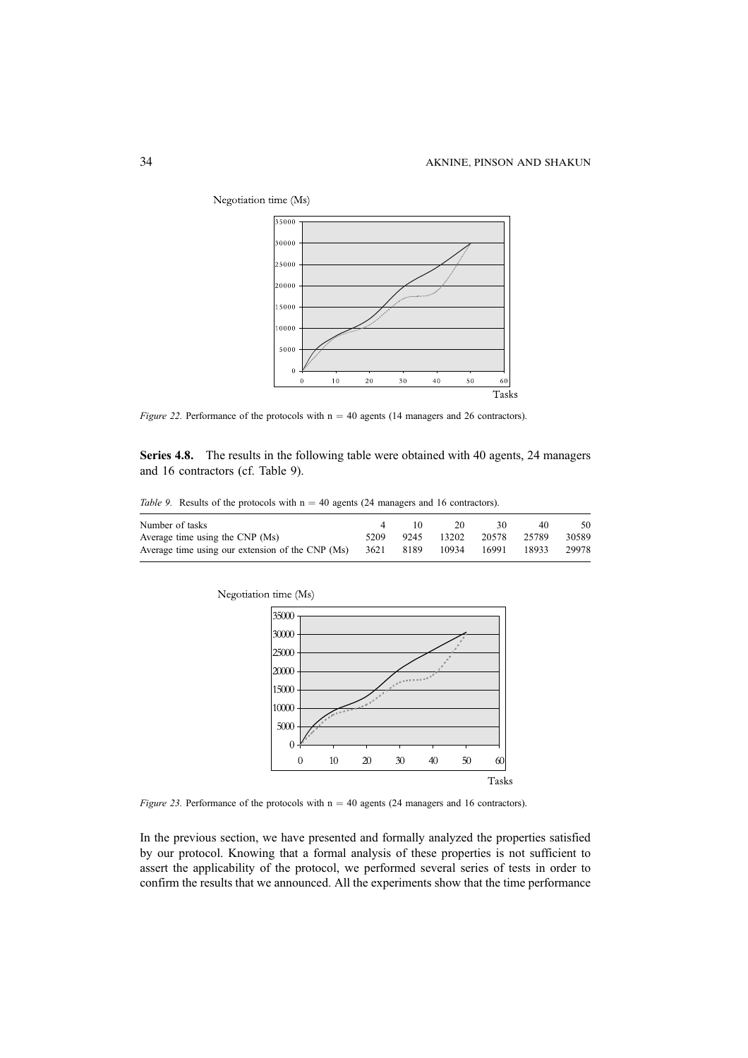*Figure 22.* Performance of the protocols with n = 40 agents (14 managers and 26 contractors).

**Series 4.8.** The results in the following table were obtained with 40 agents, 24 managers and 16 contractors (cf. Table 9).

*Table 9.* Results of the protocols with n = 40 agents (24 managers and 16 contractors).

| Number of tasks | 4 | 10 | 20 | 30 | 40 | 50 |
|---|---|---|---|---|---|---|
| Average time using the CNP (Ms) | 5209 | 9245 | 13202 | 20578 | 25789 | 30589 |
| Average time using our extension of the CNP (Ms) | 3621 | 8189 | 10934 | 16991 | 18933 | 29978 |

*Figure 23.* Performance of the protocols with n = 40 agents (24 managers and 16 contractors).

In the previous section, we have presented and formally analyzed the properties satisfied by our protocol. Knowing that a formal analysis of these properties is not sufficient to assert the applicability of the protocol, we performed several series of tests in order to confirm the results that we announced. All the experiments show that the time performance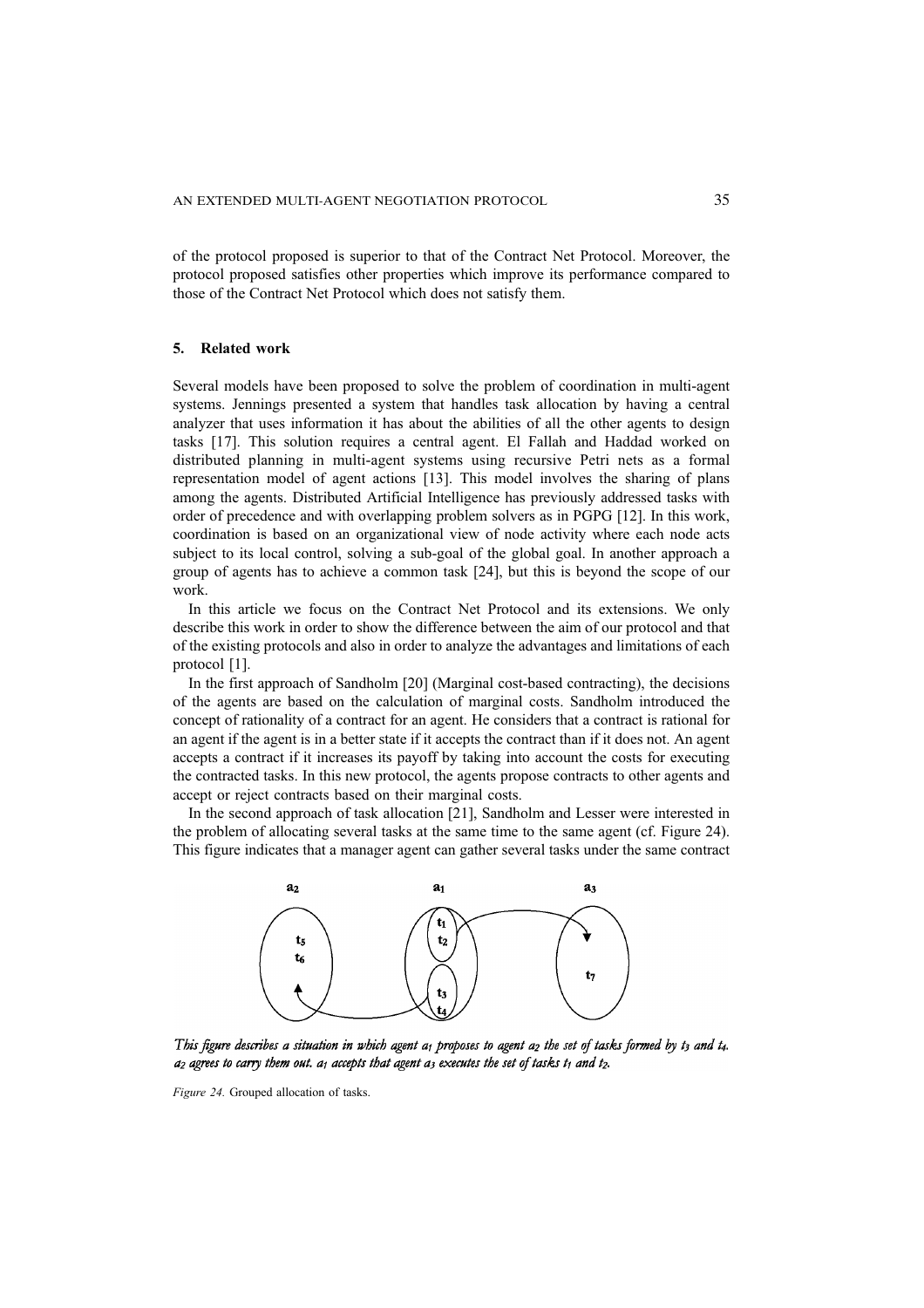of the protocol proposed is superior to that of the Contract Net Protocol. Moreover, the protocol proposed satisfies other properties which improve its performance compared to those of the Contract Net Protocol which does not satisfy them.

## 5. Related work

Several models have been proposed to solve the problem of coordination in multi-agent systems. Jennings presented a system that handles task allocation by having a central analyzer that uses information it has about the abilities of all the other agents to design tasks [17]. This solution requires a central agent. El Fallah and Haddad worked on distributed planning in multi-agent systems using recursive Petri nets as a formal representation model of agent actions [13]. This model involves the sharing of plans among the agents. Distributed Artificial Intelligence has previously addressed tasks with order of precedence and with overlapping problem solvers as in PGPG [12]. In this work, coordination is based on an organizational view of node activity where each node acts subject to its local control, solving a sub-goal of the global goal. In another approach a group of agents has to achieve a common task [24], but this is beyond the scope of our work.

In this article we focus on the Contract Net Protocol and its extensions. We only describe this work in order to show the difference between the aim of our protocol and that of the existing protocols and also in order to analyze the advantages and limitations of each protocol [1].

In the first approach of Sandholm [20] (Marginal cost-based contracting), the decisions of the agents are based on the calculation of marginal costs. Sandholm introduced the concept of rationality of a contract for an agent. He considers that a contract is rational for an agent if the agent is in a better state if it accepts the contract than if it does not. An agent accepts a contract if it increases its payoff by taking into account the costs for executing the contracted tasks. In this new protocol, the agents propose contracts to other agents and accept or reject contracts based on their marginal costs.

In the second approach of task allocation [21], Sandholm and Lesser were interested in the problem of allocating several tasks at the same time to the same agent (cf. Figure 24). This figure indicates that a manager agent can gather several tasks under the same contract

$a_2$ $a_1$ $a_3$

$t_5$ $t_6$ $t_1$ $t_2$ $t_3$ $t_4$ $t_7$

*This figure describes a situation in which agent $a_1$ proposes to agent $a_2$ the set of tasks formed by $t_3$ and $t_4$. $a_2$ agrees to carry them out. $a_1$ accepts that agent $a_3$ executes the set of tasks $t_1$ and $t_2$.*

*Figure 24.* Grouped allocation of tasks.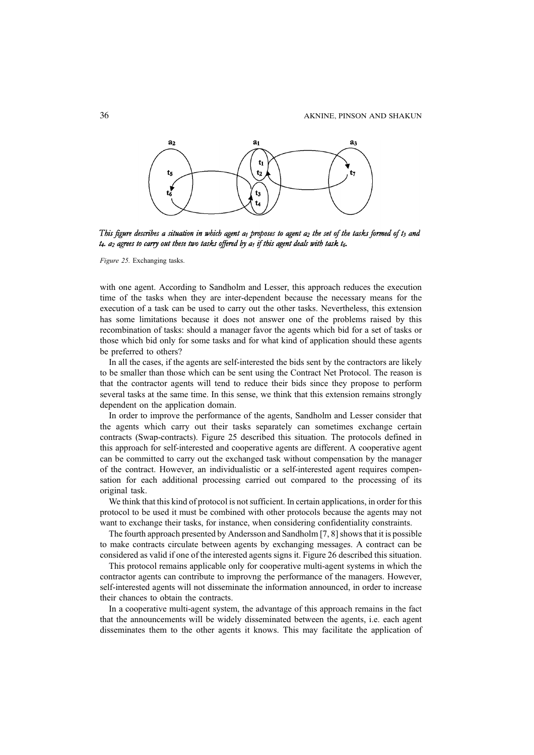*This figure describes a situation in which agent $a_1$ proposes to agent $a_2$ the set of the tasks formed of $t_3$ and $t_4$. $a_2$ agrees to carry out these two tasks offered by $a_1$ if this agent deals with task $t_6$.*

*Figure 25.* Exchanging tasks.

with one agent. According to Sandholm and Lesser, this approach reduces the execution time of the tasks when they are inter-dependent because the necessary means for the execution of a task can be used to carry out the other tasks. Nevertheless, this extension has some limitations because it does not answer one of the problems raised by this recombination of tasks: should a manager favor the agents which bid for a set of tasks or those which bid only for some tasks and for what kind of application should these agents be preferred to others?

In all the cases, if the agents are self-interested the bids sent by the contractors are likely to be smaller than those which can be sent using the Contract Net Protocol. The reason is that the contractor agents will tend to reduce their bids since they propose to perform several tasks at the same time. In this sense, we think that this extension remains strongly dependent on the application domain.

In order to improve the performance of the agents, Sandholm and Lesser consider that the agents which carry out their tasks separately can sometimes exchange certain contracts (Swap-contracts). Figure 25 described this situation. The protocols defined in this approach for self-interested and cooperative agents are different. A cooperative agent can be committed to carry out the exchanged task without compensation by the manager of the contract. However, an individualistic or a self-interested agent requires compensation for each additional processing carried out compared to the processing of its original task.

We think that this kind of protocol is not sufficient. In certain applications, in order for this protocol to be used it must be combined with other protocols because the agents may not want to exchange their tasks, for instance, when considering confidentiality constraints.

The fourth approach presented by Andersson and Sandholm [7, 8] shows that it is possible to make contracts circulate between agents by exchanging messages. A contract can be considered as valid if one of the interested agents signs it. Figure 26 described this situation.

This protocol remains applicable only for cooperative multi-agent systems in which the contractor agents can contribute to improvng the performance of the managers. However, self-interested agents will not disseminate the information announced, in order to increase their chances to obtain the contracts.

In a cooperative multi-agent system, the advantage of this approach remains in the fact that the announcements will be widely disseminated between the agents, i.e. each agent disseminates them to the other agents it knows. This may facilitate the application of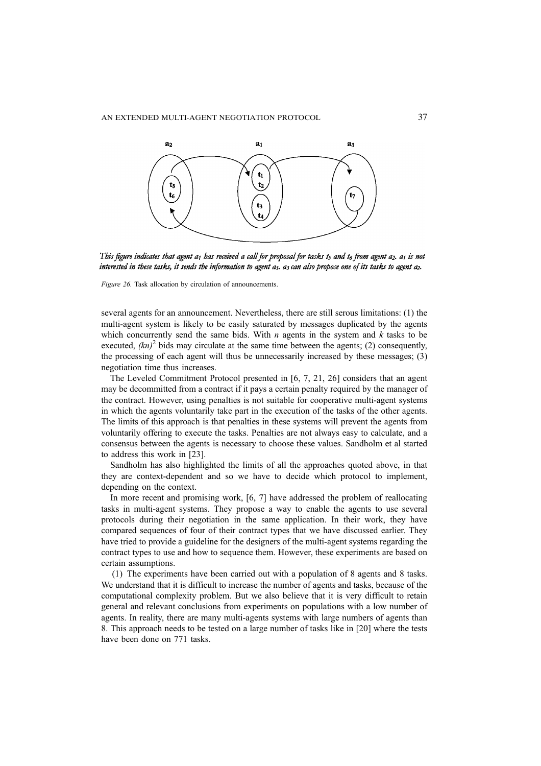*This figure indicates that agent $a_1$ has received a call for proposal for tasks $t_5$ and $t_6$ from agent $a_2$. $a_1$ is not interested in these tasks, it sends the information to agent $a_3$. $a_3$ can also propose one of its tasks to agent $a_2$.*

*Figure 26.* Task allocation by circulation of announcements.

several agents for an announcement. Nevertheless, there are still serous limitations: (1) the multi-agent system is likely to be easily saturated by messages duplicated by the agents which concurrently send the same bids. With $n$ agents in the system and $k$ tasks to be executed, $(kn)^2$ bids may circulate at the same time between the agents; (2) consequently, the processing of each agent will thus be unnecessarily increased by these messages; (3) negotiation time thus increases.

The Leveled Commitment Protocol presented in [6, 7, 21, 26] considers that an agent may be decommitted from a contract if it pays a certain penalty required by the manager of the contract. However, using penalties is not suitable for cooperative multi-agent systems in which the agents voluntarily take part in the execution of the tasks of the other agents. The limits of this approach is that penalties in these systems will prevent the agents from voluntarily offering to execute the tasks. Penalties are not always easy to calculate, and a consensus between the agents is necessary to choose these values. Sandholm et al started to address this work in [23].

Sandholm has also highlighted the limits of all the approaches quoted above, in that they are context-dependent and so we have to decide which protocol to implement, depending on the context.

In more recent and promising work, [6, 7] have addressed the problem of reallocating tasks in multi-agent systems. They propose a way to enable the agents to use several protocols during their negotiation in the same application. In their work, they have compared sequences of four of their contract types that we have discussed earlier. They have tried to provide a guideline for the designers of the multi-agent systems regarding the contract types to use and how to sequence them. However, these experiments are based on certain assumptions.

(1) The experiments have been carried out with a population of 8 agents and 8 tasks. We understand that it is difficult to increase the number of agents and tasks, because of the computational complexity problem. But we also believe that it is very difficult to retain general and relevant conclusions from experiments on populations with a low number of agents. In reality, there are many multi-agents systems with large numbers of agents than 8. This approach needs to be tested on a large number of tasks like in [20] where the tests have been done on 771 tasks.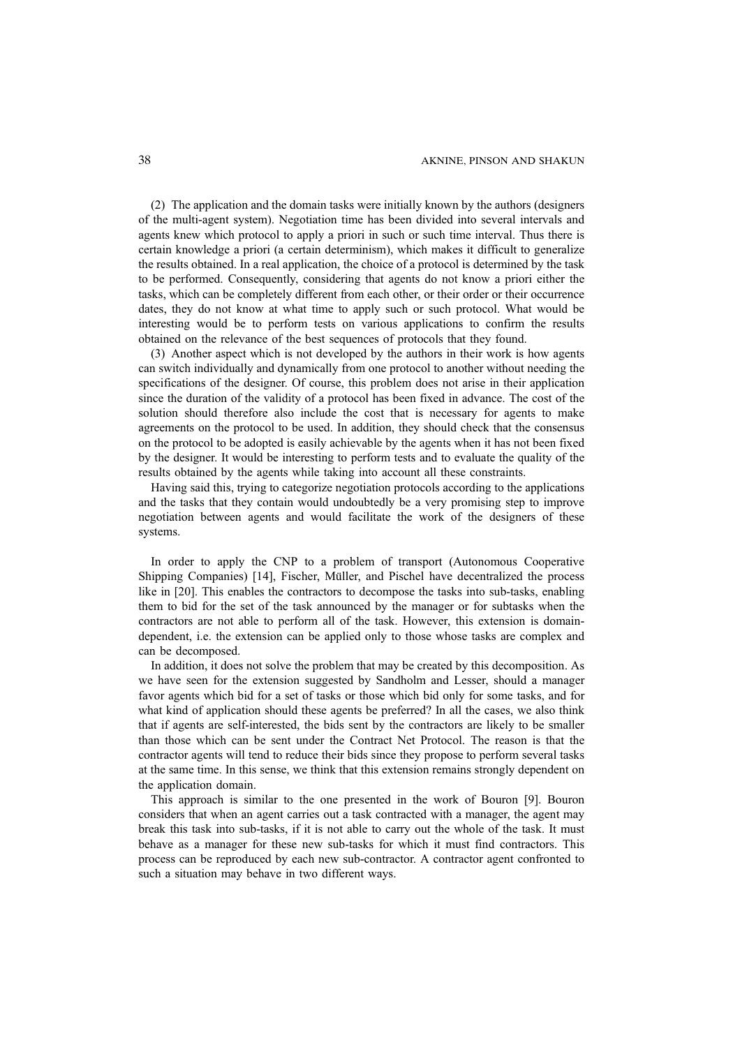(2) The application and the domain tasks were initially known by the authors (designers of the multi-agent system). Negotiation time has been divided into several intervals and agents knew which protocol to apply a priori in such or such time interval. Thus there is certain knowledge a priori (a certain determinism), which makes it difficult to generalize the results obtained. In a real application, the choice of a protocol is determined by the task to be performed. Consequently, considering that agents do not know a priori either the tasks, which can be completely different from each other, or their order or their occurrence dates, they do not know at what time to apply such or such protocol. What would be interesting would be to perform tests on various applications to confirm the results obtained on the relevance of the best sequences of protocols that they found.

(3) Another aspect which is not developed by the authors in their work is how agents can switch individually and dynamically from one protocol to another without needing the specifications of the designer. Of course, this problem does not arise in their application since the duration of the validity of a protocol has been fixed in advance. The cost of the solution should therefore also include the cost that is necessary for agents to make agreements on the protocol to be used. In addition, they should check that the consensus on the protocol to be adopted is easily achievable by the agents when it has not been fixed by the designer. It would be interesting to perform tests and to evaluate the quality of the results obtained by the agents while taking into account all these constraints.

Having said this, trying to categorize negotiation protocols according to the applications and the tasks that they contain would undoubtedly be a very promising step to improve negotiation between agents and would facilitate the work of the designers of these systems.

In order to apply the CNP to a problem of transport (Autonomous Cooperative Shipping Companies) [14], Fischer, Müller, and Pischel have decentralized the process like in [20]. This enables the contractors to decompose the tasks into sub-tasks, enabling them to bid for the set of the task announced by the manager or for subtasks when the contractors are not able to perform all of the task. However, this extension is domain-dependent, i.e. the extension can be applied only to those whose tasks are complex and can be decomposed.

In addition, it does not solve the problem that may be created by this decomposition. As we have seen for the extension suggested by Sandholm and Lesser, should a manager favor agents which bid for a set of tasks or those which bid only for some tasks, and for what kind of application should these agents be preferred? In all the cases, we also think that if agents are self-interested, the bids sent by the contractors are likely to be smaller than those which can be sent under the Contract Net Protocol. The reason is that the contractor agents will tend to reduce their bids since they propose to perform several tasks at the same time. In this sense, we think that this extension remains strongly dependent on the application domain.

This approach is similar to the one presented in the work of Bouron [9]. Bouron considers that when an agent carries out a task contracted with a manager, the agent may break this task into sub-tasks, if it is not able to carry out the whole of the task. It must behave as a manager for these new sub-tasks for which it must find contractors. This process can be reproduced by each new sub-contractor. A contractor agent confronted to such a situation may behave in two different ways.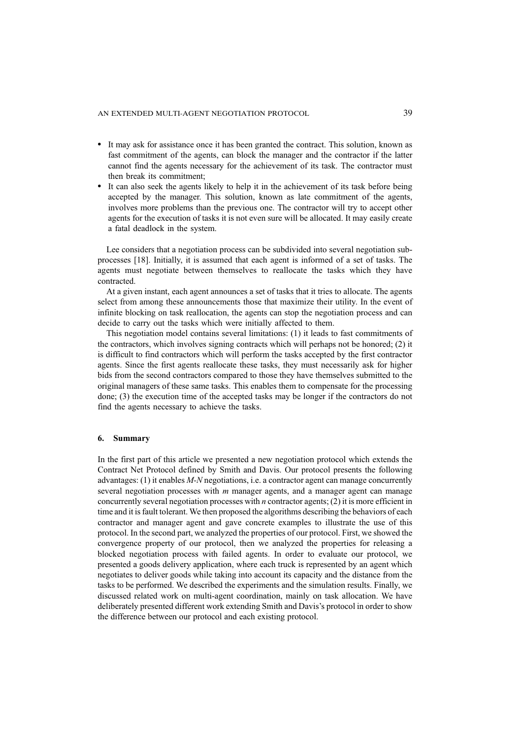- It may ask for assistance once it has been granted the contract. This solution, known as fast commitment of the agents, can block the manager and the contractor if the latter cannot find the agents necessary for the achievement of its task. The contractor must then break its commitment;
- It can also seek the agents likely to help it in the achievement of its task before being accepted by the manager. This solution, known as late commitment of the agents, involves more problems than the previous one. The contractor will try to accept other agents for the execution of tasks it is not even sure will be allocated. It may easily create a fatal deadlock in the system.

Lee considers that a negotiation process can be subdivided into several negotiation subprocesses [18]. Initially, it is assumed that each agent is informed of a set of tasks. The agents must negotiate between themselves to reallocate the tasks which they have contracted.

At a given instant, each agent announces a set of tasks that it tries to allocate. The agents select from among these announcements those that maximize their utility. In the event of infinite blocking on task reallocation, the agents can stop the negotiation process and can decide to carry out the tasks which were initially affected to them.

This negotiation model contains several limitations: (1) it leads to fast commitments of the contractors, which involves signing contracts which will perhaps not be honored; (2) it is difficult to find contractors which will perform the tasks accepted by the first contractor agents. Since the first agents reallocate these tasks, they must necessarily ask for higher bids from the second contractors compared to those they have themselves submitted to the original managers of these same tasks. This enables them to compensate for the processing done; (3) the execution time of the accepted tasks may be longer if the contractors do not find the agents necessary to achieve the tasks.

## 6. Summary

In the first part of this article we presented a new negotiation protocol which extends the Contract Net Protocol defined by Smith and Davis. Our protocol presents the following advantages: (1) it enables *M-N* negotiations, i.e. a contractor agent can manage concurrently several negotiation processes with *m* manager agents, and a manager agent can manage concurrently several negotiation processes with *n* contractor agents; (2) it is more efficient in time and it is fault tolerant. We then proposed the algorithms describing the behaviors of each contractor and manager agent and gave concrete examples to illustrate the use of this protocol. In the second part, we analyzed the properties of our protocol. First, we showed the convergence property of our protocol, then we analyzed the properties for releasing a blocked negotiation process with failed agents. In order to evaluate our protocol, we presented a goods delivery application, where each truck is represented by an agent which negotiates to deliver goods while taking into account its capacity and the distance from the tasks to be performed. We described the experiments and the simulation results. Finally, we discussed related work on multi-agent coordination, mainly on task allocation. We have deliberately presented different work extending Smith and Davis's protocol in order to show the difference between our protocol and each existing protocol.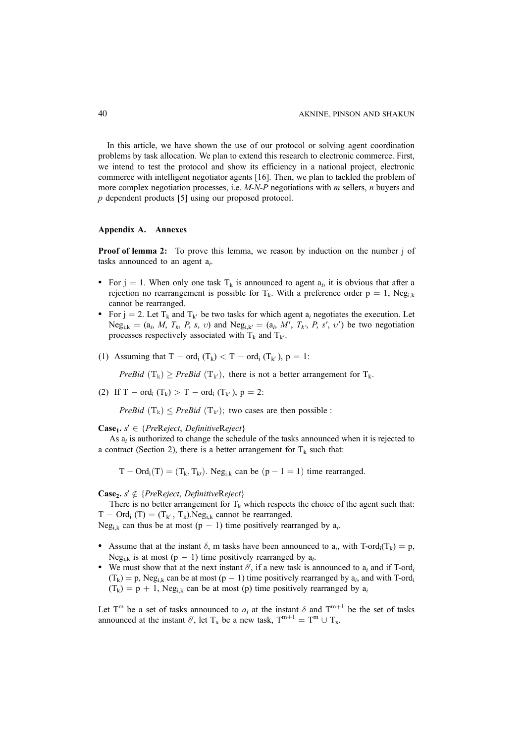In this article, we have shown the use of our protocol or solving agent coordination problems by task allocation. We plan to extend this research to electronic commerce. First, we intend to test the protocol and show its efficiency in a national project, electronic commerce with intelligent negotiator agents [16]. Then, we plan to tackled the problem of more complex negotiation processes, i.e. *M-N-P* negotiations with *m* sellers, *n* buyers and *p* dependent products [5] using our proposed protocol.

## Appendix A. Annexes

**Proof of lemma 2:** To prove this lemma, we reason by induction on the number j of tasks announced to an agent $a_i$.

- For $j = 1$. When only one task $T_k$ is announced to agent $a_i$, it is obvious that after a rejection no rearrangement is possible for $T_k$. With a preference order $p = 1$, $Neg_{i,k}$ cannot be rearranged.
- For $j = 2$. Let $T_k$ and $T_{k'}$ be two tasks for which agent $a_i$ negotiates the execution. Let $Neg_{i,k} = (a_i, M, T_k, P, s, \upsilon)$ and $Neg_{i,k'} = (a_i, M', T_{k'}, P, s', \upsilon')$ be two negotiation processes respectively associated with $T_k$ and $T_{k'}$.

(1) Assuming that $T - ord_i(T_k) < T - ord_i(T_{k'})$, $p = 1$:

$$PreBid(T_k) \geq PreBid(T_{k'}), \text{ there is not a better arrangement for } T_k.$$

(2) If $T - ord_i(T_k) > T - ord_i(T_{k'})$, $p = 2$:

$$PreBid(T_k) \leq PreBid(T_{k'}); \text{ two cases are then possible :}$$

**Case$_1$.** $s' \in \{PreReject, DefinitiveReject\}$

As $a_i$ is authorized to change the schedule of the tasks announced when it is rejected to a contract (Section 2), there is a better arrangement for $T_k$ such that:

$$T - Ord_i(T) = (T_k, T_{k'}). \text{ Neg}_{i,k} \text{ can be } (p - 1 = 1) \text{ time rearranged.}$$

**Case$_2$.** $s' \notin \{PreReject, DefinitiveReject\}$

There is no better arrangement for $T_k$ which respects the choice of the agent such that: $T - Ord_i(T) = (T_{k'}, T_k)$.$Neg_{i,k}$ cannot be rearranged.

$Neg_{i,k}$ can thus be at most $(p - 1)$ time positively rearranged by $a_i$.

- Assume that at the instant $\delta$, m tasks have been announced to $a_i$, with $T\text{-}ord_i(T_k) = p$, $Neg_{i,k}$ is at most $(p - 1)$ time positively rearranged by $a_i$.
- We must show that at the next instant $\delta'$, if a new task is announced to $a_i$ and if $T\text{-}ord_i(T_k) = p$, $Neg_{i,k}$ can be at most $(p - 1)$ time positively rearranged by $a_i$, and with $T\text{-}ord_i(T_k) = p + 1$, $Neg_{i,k}$ can be at most $(p)$ time positively rearranged by $a_i$

Let $T^m$ be a set of tasks announced to $a_i$ at the instant $\delta$ and $T^{m+1}$ be the set of tasks announced at the instant $\delta'$, let $T_x$ be a new task, $T^{m+1} = T^m \cup T_x$.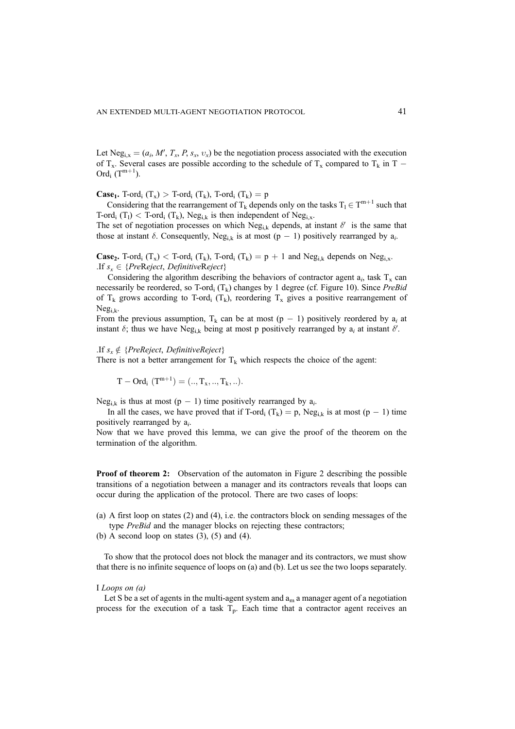Let $\mathrm{Neg}_{i,x} = (a_i, M', T_x, P, s_x, \upsilon_x)$ be the negotiation process associated with the execution of $T_x$. Several cases are possible according to the schedule of $T_x$ compared to $T_k$ in $T - \mathrm{Ord}_i\ (T^{m+1})$.

**Case₁.** $\text{T-ord}_i\ (T_x) > \text{T-ord}_i\ (T_k)$, $\text{T-ord}_i\ (T_k) = p$

Considering that the rearrangement of $T_k$ depends only on the tasks $T_l \in T^{m+1}$ such that $\text{T-ord}_i\ (T_l) < \text{T-ord}_i\ (T_k)$, $\mathrm{Neg}_{i,k}$ is then independent of $\mathrm{Neg}_{i,x}$.
The set of negotiation processes on which $\mathrm{Neg}_{i,k}$ depends, at instant $\delta'$ is the same that those at instant $\delta$. Consequently, $\mathrm{Neg}_{i,k}$ is at most $(p - 1)$ positively rearranged by $a_i$.

**Case₂.** $\text{T-ord}_i\ (T_x) < \text{T-ord}_i\ (T_k)$, $\text{T-ord}_i\ (T_k) = p + 1$ and $\mathrm{Neg}_{i,k}$ depends on $\mathrm{Neg}_{i,x}$.
.If $s_x \in \{PreReject, DefinitiveReject\}$

Considering the algorithm describing the behaviors of contractor agent $a_i$, task $T_x$ can necessarily be reordered, so $\text{T-ord}_i\ (T_k)$ changes by 1 degree (cf. Figure 10). Since *PreBid* of $T_k$ grows according to $\text{T-ord}_i\ (T_k)$, reordering $T_x$ gives a positive rearrangement of $\mathrm{Neg}_{i,k}$.
From the previous assumption, $T_k$ can be at most $(p - 1)$ positively reordered by $a_i$ at instant $\delta$; thus we have $\mathrm{Neg}_{i,k}$ being at most p positively rearranged by $a_i$ at instant $\delta'$.

.If $s_x \notin \{PreReject, DefinitiveReject\}$
There is not a better arrangement for $T_k$ which respects the choice of the agent:

$$T - \mathrm{Ord}_i\ (T^{m+1}) = (.., T_x, .., T_k, ..).$$

$\mathrm{Neg}_{i,k}$ is thus at most $(p - 1)$ time positively rearranged by $a_i$.

In all the cases, we have proved that if $\text{T-ord}_i\ (T_k) = p$, $\mathrm{Neg}_{i,k}$ is at most $(p - 1)$ time positively rearranged by $a_i$.
Now that we have proved this lemma, we can give the proof of the theorem on the termination of the algorithm.

**Proof of theorem 2:** Observation of the automaton in Figure 2 describing the possible transitions of a negotiation between a manager and its contractors reveals that loops can occur during the application of the protocol. There are two cases of loops:

(a) A first loop on states (2) and (4), i.e. the contractors block on sending messages of the type *PreBid* and the manager blocks on rejecting these contractors;
(b) A second loop on states (3), (5) and (4).

To show that the protocol does not block the manager and its contractors, we must show that there is no infinite sequence of loops on (a) and (b). Let us see the two loops separately.

I *Loops on (a)*

Let S be a set of agents in the multi-agent system and $a_m$ a manager agent of a negotiation process for the execution of a task $T_p$. Each time that a contractor agent receives an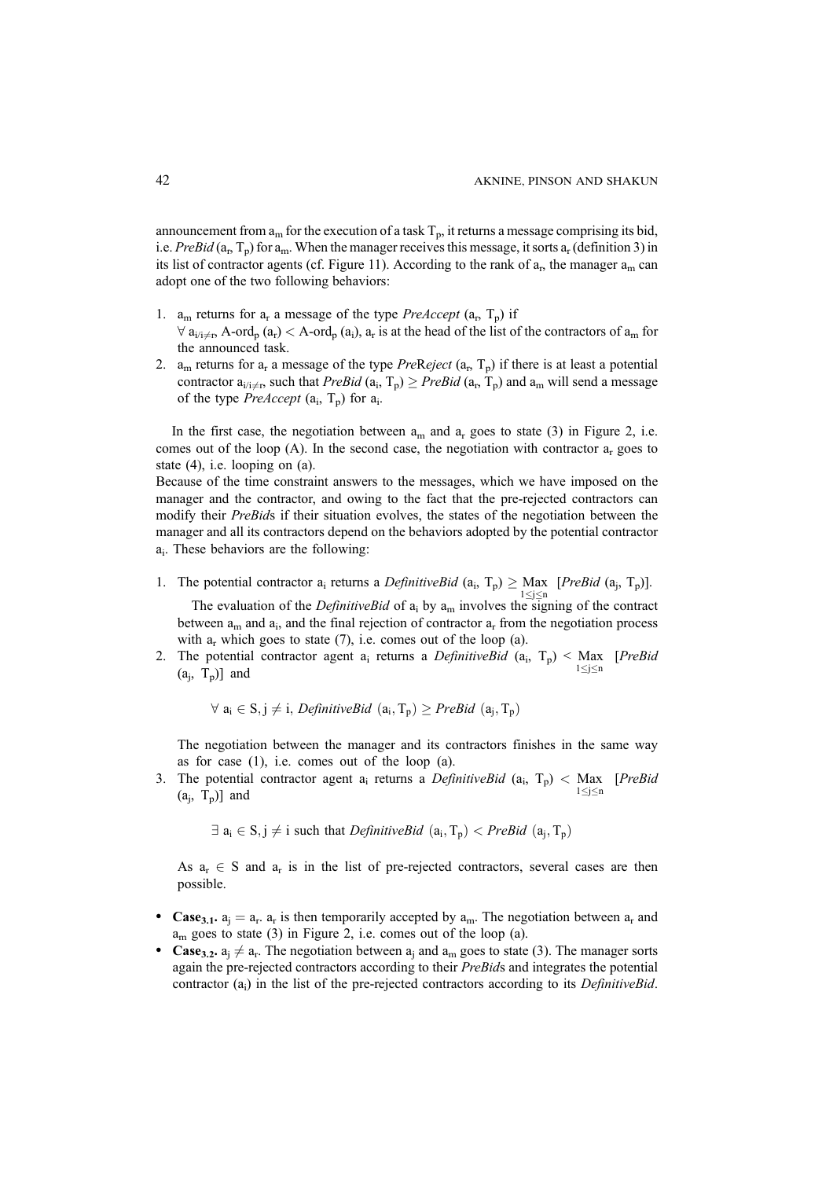announcement from $a_m$ for the execution of a task $T_p$, it returns a message comprising its bid, i.e. *PreBid* ($a_r$, $T_p$) for $a_m$. When the manager receives this message, it sorts $a_r$ (definition 3) in its list of contractor agents (cf. Figure 11). According to the rank of $a_r$, the manager $a_m$ can adopt one of the two following behaviors:

1. $a_m$ returns for $a_r$ a message of the type *PreAccept* ($a_r$, $T_p$) if $\forall a_{i/i \neq r}$, A-ord$_p$ ($a_r$) < A-ord$_p$ ($a_i$), $a_r$ is at the head of the list of the contractors of $a_m$ for the announced task.
2. $a_m$ returns for $a_r$ a message of the type *PreReject* ($a_r$, $T_p$) if there is at least a potential contractor $a_{i/i \neq r}$, such that *PreBid* ($a_i$, $T_p$) $\geq$ *PreBid* ($a_r$, $T_p$) and $a_m$ will send a message of the type *PreAccept* ($a_i$, $T_p$) for $a_i$.

In the first case, the negotiation between $a_m$ and $a_r$ goes to state (3) in Figure 2, i.e. comes out of the loop (A). In the second case, the negotiation with contractor $a_r$ goes to state (4), i.e. looping on (a).
Because of the time constraint answers to the messages, which we have imposed on the manager and the contractor, and owing to the fact that the pre-rejected contractors can modify their *PreBid*s if their situation evolves, the states of the negotiation between the manager and all its contractors depend on the behaviors adopted by the potential contractor $a_i$. These behaviors are the following:

1. The potential contractor $a_i$ returns a *DefinitiveBid* ($a_i$, $T_p$) $\geq \underset{1 \leq j \leq n}{\text{Max}}$ [*PreBid* ($a_j$, $T_p$)].

   The evaluation of the *DefinitiveBid* of $a_i$ by $a_m$ involves the signing of the contract between $a_m$ and $a_i$, and the final rejection of contractor $a_r$ from the negotiation process with $a_r$ which goes to state (7), i.e. comes out of the loop (a).
2. The potential contractor agent $a_i$ returns a *DefinitiveBid* ($a_i$, $T_p$) < $\underset{1 \leq j \leq n}{\text{Max}}$ [*PreBid* ($a_j$, $T_p$)] and

   $$\forall\, a_i \in S, j \neq i,\ \textit{DefinitiveBid}\ (a_i, T_p) \geq \textit{PreBid}\ (a_j, T_p)$$

   The negotiation between the manager and its contractors finishes in the same way as for case (1), i.e. comes out of the loop (a).
3. The potential contractor agent $a_i$ returns a *DefinitiveBid* ($a_i$, $T_p$) < $\underset{1 \leq j \leq n}{\text{Max}}$ [*PreBid* ($a_j$, $T_p$)] and

   $$\exists\, a_i \in S, j \neq i \text{ such that } \textit{DefinitiveBid}\ (a_i, T_p) < \textit{PreBid}\ (a_j, T_p)$$

   As $a_r \in S$ and $a_r$ is in the list of pre-rejected contractors, several cases are then possible.

- **Case$_{3.1}$.** $a_j = a_r$. $a_r$ is then temporarily accepted by $a_m$. The negotiation between $a_r$ and $a_m$ goes to state (3) in Figure 2, i.e. comes out of the loop (a).
- **Case$_{3.2}$.** $a_j \neq a_r$. The negotiation between $a_j$ and $a_m$ goes to state (3). The manager sorts again the pre-rejected contractors according to their *PreBid*s and integrates the potential contractor ($a_i$) in the list of the pre-rejected contractors according to its *DefinitiveBid*.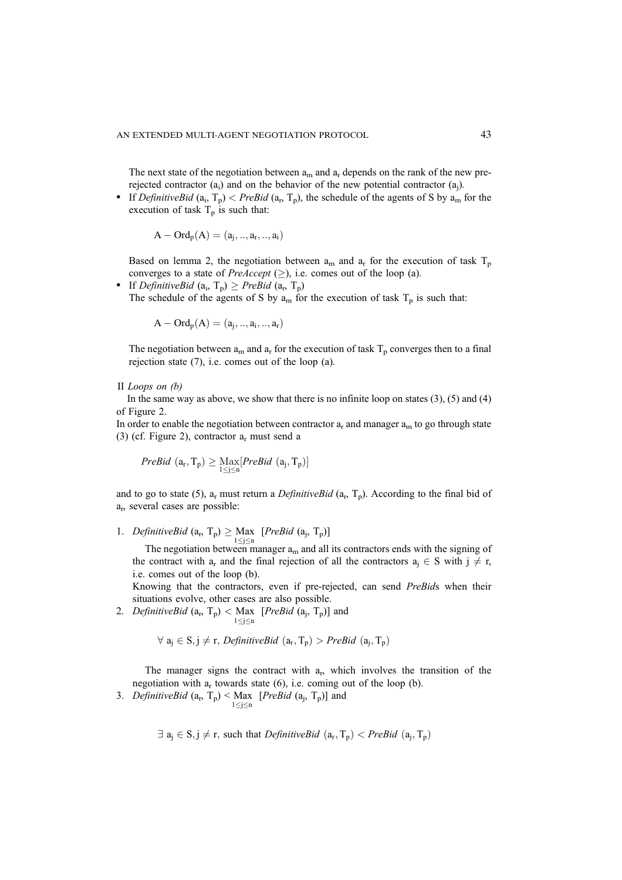The next state of the negotiation between $a_m$ and $a_r$ depends on the rank of the new pre-rejected contractor ($a_i$) and on the behavior of the new potential contractor ($a_j$).

- If *DefinitiveBid* ($a_i$, $T_p$) < *PreBid* ($a_r$, $T_p$), the schedule of the agents of S by $a_m$ for the execution of task $T_p$ is such that:

  $$\mathrm{A} - \mathrm{Ord}_p(\mathrm{A}) = (a_j, .., a_r, .., a_i)$$

  Based on lemma 2, the negotiation between $a_m$ and $a_r$ for the execution of task $T_p$ converges to a state of *PreAccept* (≥), i.e. comes out of the loop (a).
- If *DefinitiveBid* ($a_i$, $T_p$) ≥ *PreBid* ($a_r$, $T_p$)
  The schedule of the agents of S by $a_m$ for the execution of task $T_p$ is such that:

  $$\mathrm{A} - \mathrm{Ord}_p(\mathrm{A}) = (a_j, .., a_i, .., a_r)$$

  The negotiation between $a_m$ and $a_r$ for the execution of task $T_p$ converges then to a final rejection state (7), i.e. comes out of the loop (a).

II *Loops on (b)*

In the same way as above, we show that there is no infinite loop on states (3), (5) and (4) of Figure 2.

In order to enable the negotiation between contractor $a_r$ and manager $a_m$ to go through state (3) (cf. Figure 2), contractor $a_r$ must send a

$$\mathit{PreBid}\ (a_r, T_p) \geq \underset{1 \leq j \leq n}{\mathrm{Max}}[\mathit{PreBid}\ (a_j, T_p)]$$

and to go to state (5), $a_r$ must return a *DefinitiveBid* ($a_r$, $T_p$). According to the final bid of $a_r$, several cases are possible:

1. *DefinitiveBid* ($a_r$, $T_p$) $\geq \underset{1 \leq j \leq n}{\mathrm{Max}}$ [*PreBid* ($a_j$, $T_p$)]

   The negotiation between manager $a_m$ and all its contractors ends with the signing of the contract with $a_r$ and the final rejection of all the contractors $a_j \in S$ with $j \neq r$, i.e. comes out of the loop (b).

   Knowing that the contractors, even if pre-rejected, can send *PreBid*s when their situations evolve, other cases are also possible.
2. *DefinitiveBid* ($a_r$, $T_p$) $< \underset{1 \leq j \leq n}{\mathrm{Max}}$ [*PreBid* ($a_j$, $T_p$)] and

   $$\forall\ a_j \in S, j \neq r,\ \mathit{DefinitiveBid}\ (a_r, T_p) > \mathit{PreBid}\ (a_j, T_p)$$

   The manager signs the contract with $a_r$, which involves the transition of the negotiation with $a_r$ towards state (6), i.e. coming out of the loop (b).
3. *DefinitiveBid* ($a_r$, $T_p$) $< \underset{1 \leq j \leq n}{\mathrm{Max}}$ [*PreBid* ($a_j$, $T_p$)] and

   $$\exists\ a_j \in S, j \neq r,\ \text{such that}\ \mathit{DefinitiveBid}\ (a_r, T_p) < \mathit{PreBid}\ (a_j, T_p)$$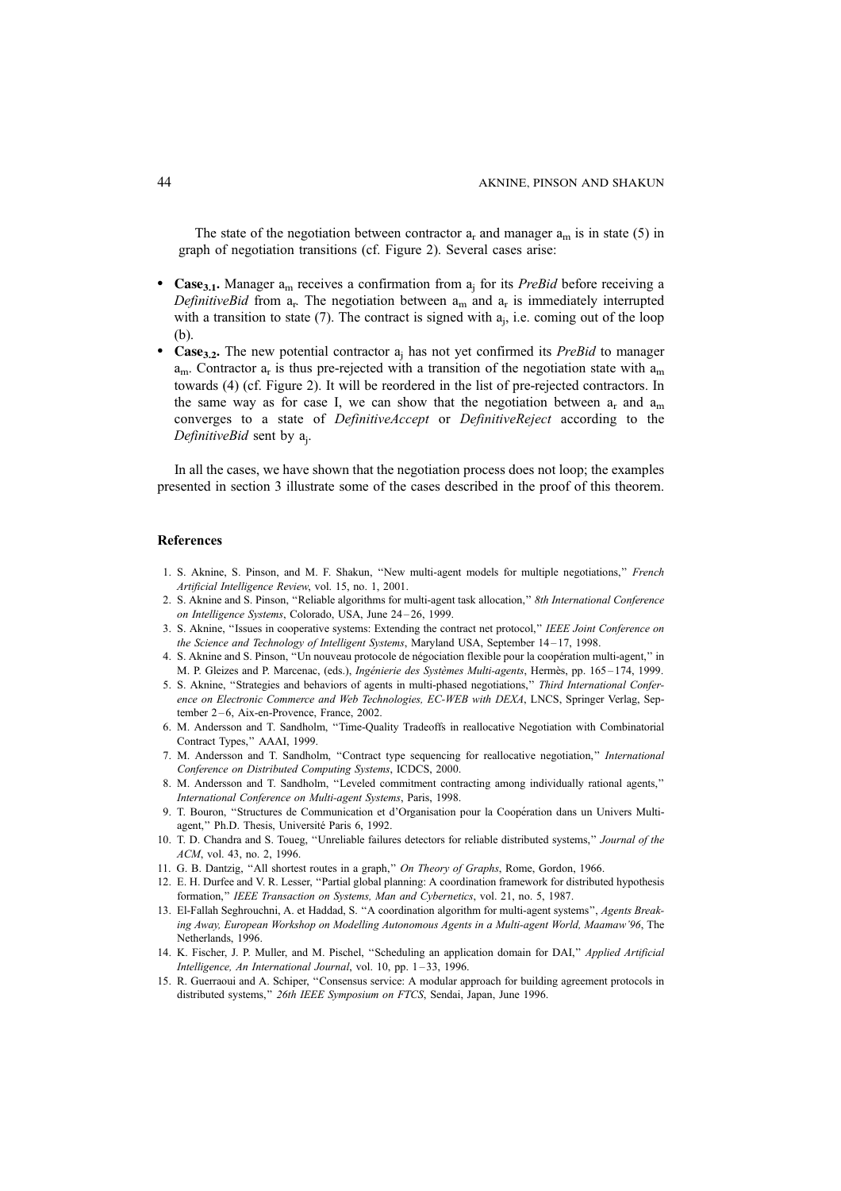The state of the negotiation between contractor $a_r$ and manager $a_m$ is in state (5) in graph of negotiation transitions (cf. Figure 2). Several cases arise:

- **Case$_{3.1}$.** Manager $a_m$ receives a confirmation from $a_j$ for its *PreBid* before receiving a *DefinitiveBid* from $a_r$. The negotiation between $a_m$ and $a_r$ is immediately interrupted with a transition to state (7). The contract is signed with $a_j$, i.e. coming out of the loop (b).
- **Case$_{3.2}$.** The new potential contractor $a_j$ has not yet confirmed its *PreBid* to manager $a_m$. Contractor $a_r$ is thus pre-rejected with a transition of the negotiation state with $a_m$ towards (4) (cf. Figure 2). It will be reordered in the list of pre-rejected contractors. In the same way as for case I, we can show that the negotiation between $a_r$ and $a_m$ converges to a state of *DefinitiveAccept* or *DefinitiveReject* according to the *DefinitiveBid* sent by $a_j$.

In all the cases, we have shown that the negotiation process does not loop; the examples presented in section 3 illustrate some of the cases described in the proof of this theorem.

## References

1. S. Aknine, S. Pinson, and M. F. Shakun, "New multi-agent models for multiple negotiations," *French Artificial Intelligence Review*, vol. 15, no. 1, 2001.
2. S. Aknine and S. Pinson, "Reliable algorithms for multi-agent task allocation," *8th International Conference on Intelligence Systems*, Colorado, USA, June 24–26, 1999.
3. S. Aknine, "Issues in cooperative systems: Extending the contract net protocol," *IEEE Joint Conference on the Science and Technology of Intelligent Systems*, Maryland USA, September 14–17, 1998.
4. S. Aknine and S. Pinson, "Un nouveau protocole de négociation flexible pour la coopération multi-agent," in M. P. Gleizes and P. Marcenac, (eds.), *Ingénierie des Systèmes Multi-agents*, Hermès, pp. 165–174, 1999.
5. S. Aknine, "Strategies and behaviors of agents in multi-phased negotiations," *Third International Conference on Electronic Commerce and Web Technologies, EC-WEB with DEXA*, LNCS, Springer Verlag, September 2–6, Aix-en-Provence, France, 2002.
6. M. Andersson and T. Sandholm, "Time-Quality Tradeoffs in reallocative Negotiation with Combinatorial Contract Types," AAAI, 1999.
7. M. Andersson and T. Sandholm, "Contract type sequencing for reallocative negotiation," *International Conference on Distributed Computing Systems*, ICDCS, 2000.
8. M. Andersson and T. Sandholm, "Leveled commitment contracting among individually rational agents," *International Conference on Multi-agent Systems*, Paris, 1998.
9. T. Bouron, "Structures de Communication et d'Organisation pour la Coopération dans un Univers Multi-agent," Ph.D. Thesis, Université Paris 6, 1992.
10. T. D. Chandra and S. Toueg, "Unreliable failures detectors for reliable distributed systems," *Journal of the ACM*, vol. 43, no. 2, 1996.
11. G. B. Dantzig, "All shortest routes in a graph," *On Theory of Graphs*, Rome, Gordon, 1966.
12. E. H. Durfee and V. R. Lesser, "Partial global planning: A coordination framework for distributed hypothesis formation," *IEEE Transaction on Systems, Man and Cybernetics*, vol. 21, no. 5, 1987.
13. El-Fallah Seghrouchni, A. et Haddad, S. "A coordination algorithm for multi-agent systems", *Agents Breaking Away, European Workshop on Modelling Autonomous Agents in a Multi-agent World, Maamaw'96*, The Netherlands, 1996.
14. K. Fischer, J. P. Muller, and M. Pischel, "Scheduling an application domain for DAI," *Applied Artificial Intelligence, An International Journal*, vol. 10, pp. 1–33, 1996.
15. R. Guerraoui and A. Schiper, "Consensus service: A modular approach for building agreement protocols in distributed systems," *26th IEEE Symposium on FTCS*, Sendai, Japan, June 1996.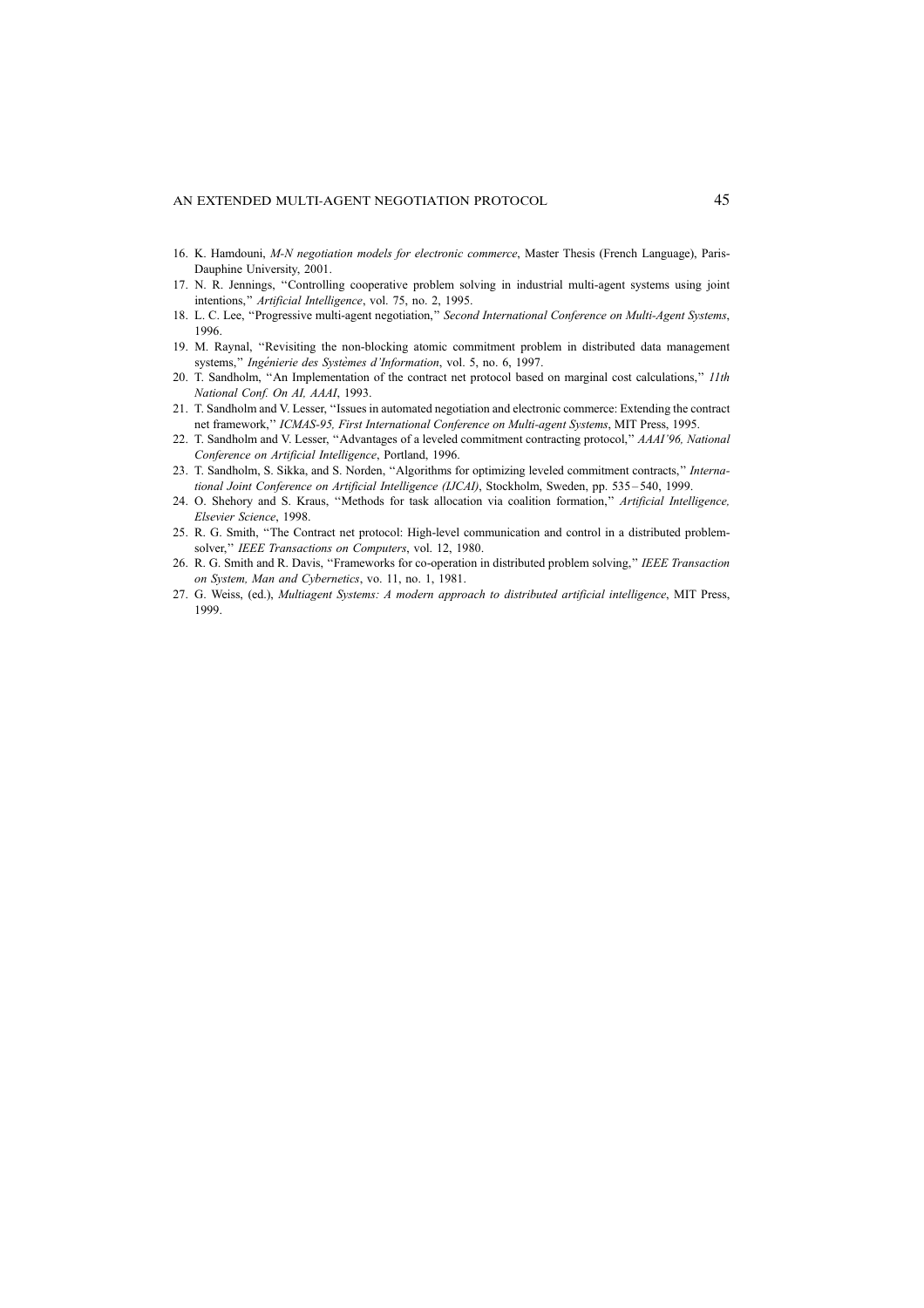16. K. Hamdouni, *M-N negotiation models for electronic commerce*, Master Thesis (French Language), Paris-Dauphine University, 2001.
17. N. R. Jennings, "Controlling cooperative problem solving in industrial multi-agent systems using joint intentions," *Artificial Intelligence*, vol. 75, no. 2, 1995.
18. L. C. Lee, "Progressive multi-agent negotiation," *Second International Conference on Multi-Agent Systems*, 1996.
19. M. Raynal, "Revisiting the non-blocking atomic commitment problem in distributed data management systems," *Ingénierie des Systèmes d'Information*, vol. 5, no. 6, 1997.
20. T. Sandholm, "An Implementation of the contract net protocol based on marginal cost calculations," *11th National Conf. On AI, AAAI*, 1993.
21. T. Sandholm and V. Lesser, "Issues in automated negotiation and electronic commerce: Extending the contract net framework," *ICMAS-95, First International Conference on Multi-agent Systems*, MIT Press, 1995.
22. T. Sandholm and V. Lesser, "Advantages of a leveled commitment contracting protocol," *AAAI'96, National Conference on Artificial Intelligence*, Portland, 1996.
23. T. Sandholm, S. Sikka, and S. Norden, "Algorithms for optimizing leveled commitment contracts," *International Joint Conference on Artificial Intelligence (IJCAI)*, Stockholm, Sweden, pp. 535–540, 1999.
24. O. Shehory and S. Kraus, "Methods for task allocation via coalition formation," *Artificial Intelligence, Elsevier Science*, 1998.
25. R. G. Smith, "The Contract net protocol: High-level communication and control in a distributed problem-solver," *IEEE Transactions on Computers*, vol. 12, 1980.
26. R. G. Smith and R. Davis, "Frameworks for co-operation in distributed problem solving," *IEEE Transaction on System, Man and Cybernetics*, vo. 11, no. 1, 1981.
27. G. Weiss, (ed.), *Multiagent Systems: A modern approach to distributed artificial intelligence*, MIT Press, 1999.